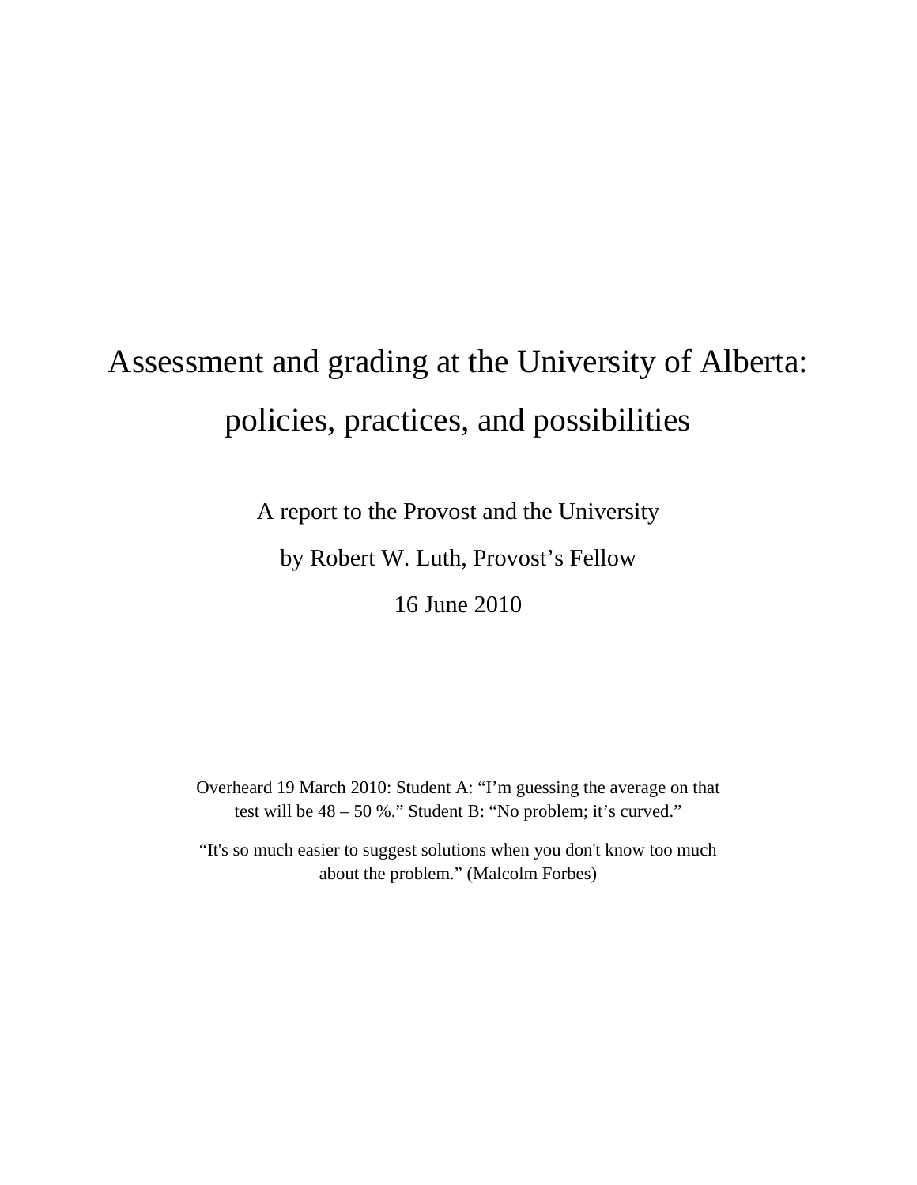# Assessment and grading at the University of Alberta: policies, practices, and possibilities

A report to the Provost and the University

by Robert W. Luth, Provost's Fellow

16 June 2010

Overheard 19 March 2010: Student A: "I'm guessing the average on that test will be 48 – 50 %." Student B: "No problem; it's curved."

"It's so much easier to suggest solutions when you don't know too much about the problem." (Malcolm Forbes)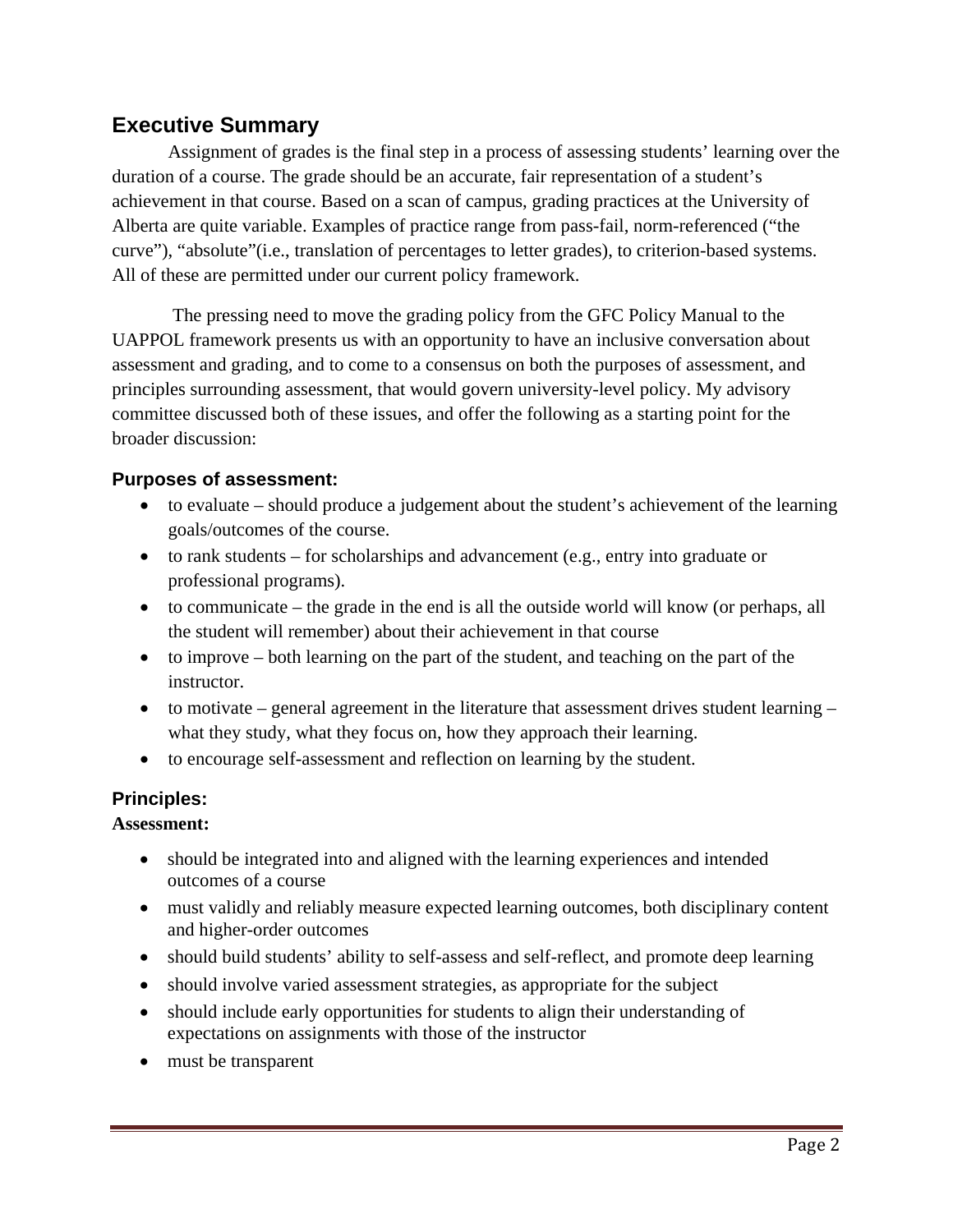## Executive Summary

Assignment of grades is the final step in a process of assessing students' learning over the duration of a course. The grade should be an accurate, fair representation of a student's achievement in that course. Based on a scan of campus, grading practices at the University of Alberta are quite variable. Examples of practice range from pass-fail, norm-referenced ("the curve"), "absolute"(i.e., translation of percentages to letter grades), to criterion-based systems. All of these are permitted under our current policy framework.

The pressing need to move the grading policy from the GFC Policy Manual to the UAPPOL framework presents us with an opportunity to have an inclusive conversation about assessment and grading, and to come to a consensus on both the purposes of assessment, and principles surrounding assessment, that would govern university-level policy. My advisory committee discussed both of these issues, and offer the following as a starting point for the broader discussion:

### Purposes of assessment:

- to evaluate – should produce a judgement about the student's achievement of the learning goals/outcomes of the course.
- to rank students – for scholarships and advancement (e.g., entry into graduate or professional programs).
- to communicate – the grade in the end is all the outside world will know (or perhaps, all the student will remember) about their achievement in that course
- to improve – both learning on the part of the student, and teaching on the part of the instructor.
- to motivate – general agreement in the literature that assessment drives student learning – what they study, what they focus on, how they approach their learning.
- to encourage self-assessment and reflection on learning by the student.

### Principles:

**Assessment:**

- should be integrated into and aligned with the learning experiences and intended outcomes of a course
- must validly and reliably measure expected learning outcomes, both disciplinary content and higher-order outcomes
- should build students' ability to self-assess and self-reflect, and promote deep learning
- should involve varied assessment strategies, as appropriate for the subject
- should include early opportunities for students to align their understanding of expectations on assignments with those of the instructor
- must be transparent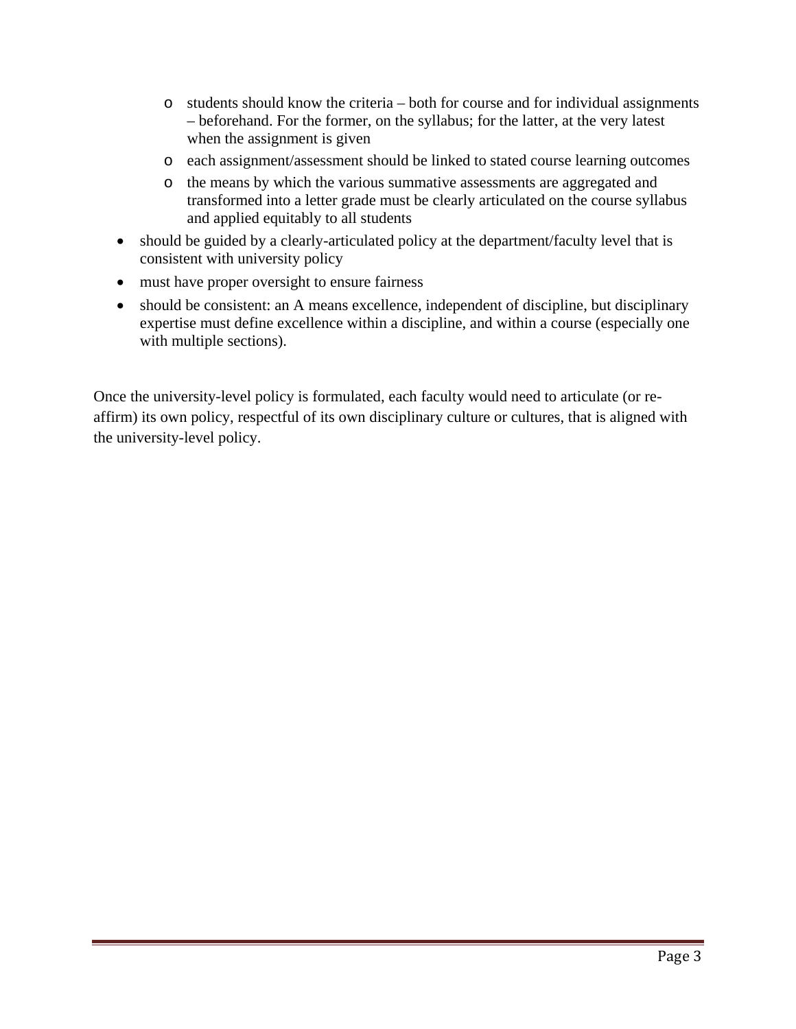- students should know the criteria – both for course and for individual assignments – beforehand. For the former, on the syllabus; for the latter, at the very latest when the assignment is given
    - each assignment/assessment should be linked to stated course learning outcomes
    - the means by which the various summative assessments are aggregated and transformed into a letter grade must be clearly articulated on the course syllabus and applied equitably to all students
- should be guided by a clearly-articulated policy at the department/faculty level that is consistent with university policy
- must have proper oversight to ensure fairness
- should be consistent: an A means excellence, independent of discipline, but disciplinary expertise must define excellence within a discipline, and within a course (especially one with multiple sections).

Once the university-level policy is formulated, each faculty would need to articulate (or re-affirm) its own policy, respectful of its own disciplinary culture or cultures, that is aligned with the university-level policy.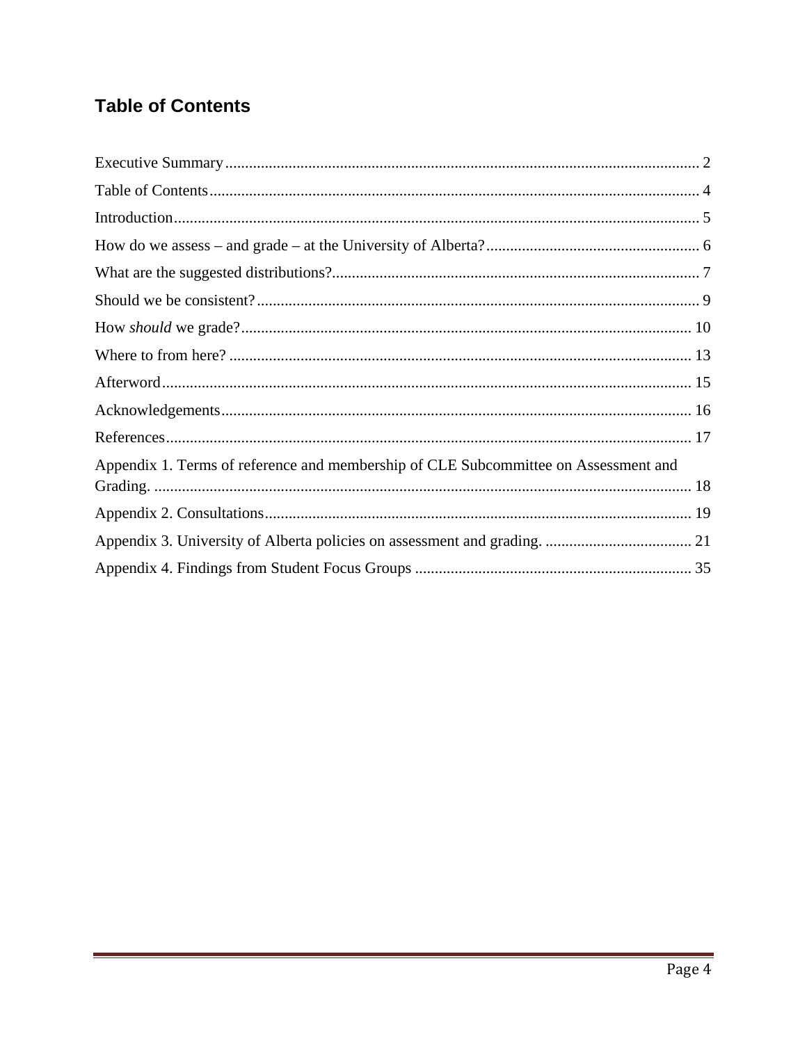## Table of Contents

Executive Summary ........................................................................................................................ 2

Table of Contents ........................................................................................................................... 4

Introduction .................................................................................................................................... 5

How do we assess – and grade – at the University of Alberta? ...................................................... 6

What are the suggested distributions? ............................................................................................ 7

Should we be consistent? ............................................................................................................... 9

How *should* we grade? ................................................................................................................. 10

Where to from here? ..................................................................................................................... 13

Afterword ...................................................................................................................................... 15

Acknowledgements ...................................................................................................................... 16

References .................................................................................................................................... 17

Appendix 1. Terms of reference and membership of CLE Subcommittee on Assessment and Grading. ........................................................................................................................................ 18

Appendix 2. Consultations ........................................................................................................... 19

Appendix 3. University of Alberta policies on assessment and grading. ..................................... 21

Appendix 4. Findings from Student Focus Groups ...................................................................... 35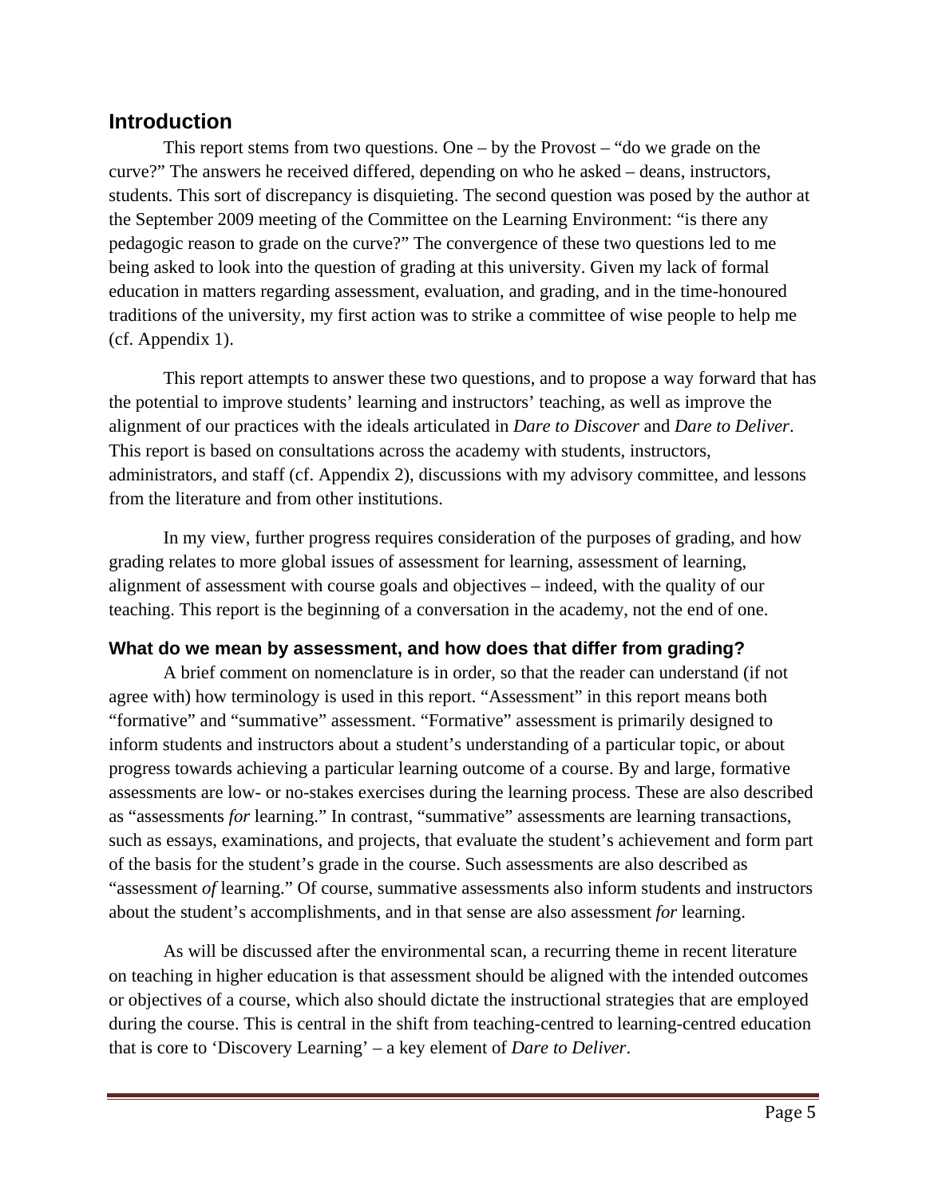## Introduction

This report stems from two questions. One – by the Provost – "do we grade on the curve?" The answers he received differed, depending on who he asked – deans, instructors, students. This sort of discrepancy is disquieting. The second question was posed by the author at the September 2009 meeting of the Committee on the Learning Environment: "is there any pedagogic reason to grade on the curve?" The convergence of these two questions led to me being asked to look into the question of grading at this university. Given my lack of formal education in matters regarding assessment, evaluation, and grading, and in the time-honoured traditions of the university, my first action was to strike a committee of wise people to help me (cf. Appendix 1).

This report attempts to answer these two questions, and to propose a way forward that has the potential to improve students' learning and instructors' teaching, as well as improve the alignment of our practices with the ideals articulated in *Dare to Discover* and *Dare to Deliver*. This report is based on consultations across the academy with students, instructors, administrators, and staff (cf. Appendix 2), discussions with my advisory committee, and lessons from the literature and from other institutions.

In my view, further progress requires consideration of the purposes of grading, and how grading relates to more global issues of assessment for learning, assessment of learning, alignment of assessment with course goals and objectives – indeed, with the quality of our teaching. This report is the beginning of a conversation in the academy, not the end of one.

### What do we mean by assessment, and how does that differ from grading?

A brief comment on nomenclature is in order, so that the reader can understand (if not agree with) how terminology is used in this report. "Assessment" in this report means both "formative" and "summative" assessment. "Formative" assessment is primarily designed to inform students and instructors about a student's understanding of a particular topic, or about progress towards achieving a particular learning outcome of a course. By and large, formative assessments are low- or no-stakes exercises during the learning process. These are also described as "assessments *for* learning." In contrast, "summative" assessments are learning transactions, such as essays, examinations, and projects, that evaluate the student's achievement and form part of the basis for the student's grade in the course. Such assessments are also described as "assessment *of* learning." Of course, summative assessments also inform students and instructors about the student's accomplishments, and in that sense are also assessment *for* learning.

As will be discussed after the environmental scan, a recurring theme in recent literature on teaching in higher education is that assessment should be aligned with the intended outcomes or objectives of a course, which also should dictate the instructional strategies that are employed during the course. This is central in the shift from teaching-centred to learning-centred education that is core to 'Discovery Learning' – a key element of *Dare to Deliver*.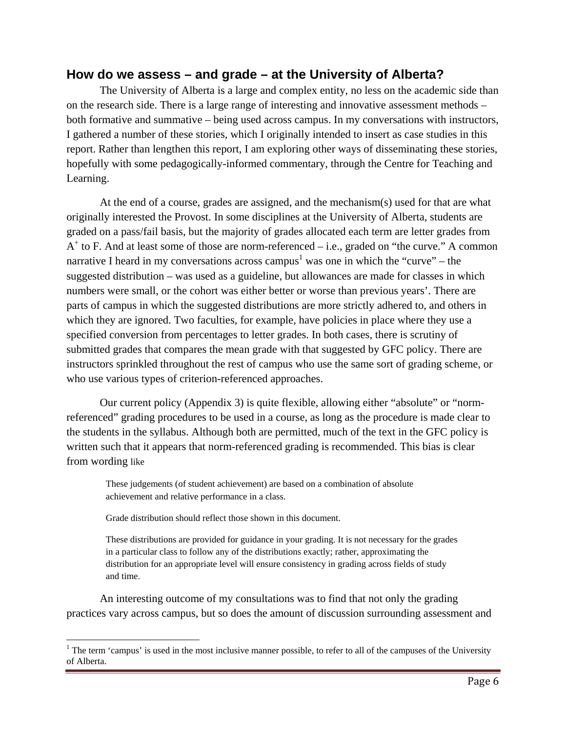## How do we assess – and grade – at the University of Alberta?

The University of Alberta is a large and complex entity, no less on the academic side than on the research side. There is a large range of interesting and innovative assessment methods – both formative and summative – being used across campus. In my conversations with instructors, I gathered a number of these stories, which I originally intended to insert as case studies in this report. Rather than lengthen this report, I am exploring other ways of disseminating these stories, hopefully with some pedagogically-informed commentary, through the Centre for Teaching and Learning.

At the end of a course, grades are assigned, and the mechanism(s) used for that are what originally interested the Provost. In some disciplines at the University of Alberta, students are graded on a pass/fail basis, but the majority of grades allocated each term are letter grades from $A^+$ to F. And at least some of those are norm-referenced – i.e., graded on "the curve." A common narrative I heard in my conversations across campus[1] was one in which the "curve" – the suggested distribution – was used as a guideline, but allowances are made for classes in which numbers were small, or the cohort was either better or worse than previous years'. There are parts of campus in which the suggested distributions are more strictly adhered to, and others in which they are ignored. Two faculties, for example, have policies in place where they use a specified conversion from percentages to letter grades. In both cases, there is scrutiny of submitted grades that compares the mean grade with that suggested by GFC policy. There are instructors sprinkled throughout the rest of campus who use the same sort of grading scheme, or who use various types of criterion-referenced approaches.

Our current policy (Appendix 3) is quite flexible, allowing either "absolute" or "norm-referenced" grading procedures to be used in a course, as long as the procedure is made clear to the students in the syllabus. Although both are permitted, much of the text in the GFC policy is written such that it appears that norm-referenced grading is recommended. This bias is clear from wording like

> These judgements (of student achievement) are based on a combination of absolute achievement and relative performance in a class.
>
> Grade distribution should reflect those shown in this document.
>
> These distributions are provided for guidance in your grading. It is not necessary for the grades in a particular class to follow any of the distributions exactly; rather, approximating the distribution for an appropriate level will ensure consistency in grading across fields of study and time.

An interesting outcome of my consultations was to find that not only the grading practices vary across campus, but so does the amount of discussion surrounding assessment and

[1] The term 'campus' is used in the most inclusive manner possible, to refer to all of the campuses of the University of Alberta.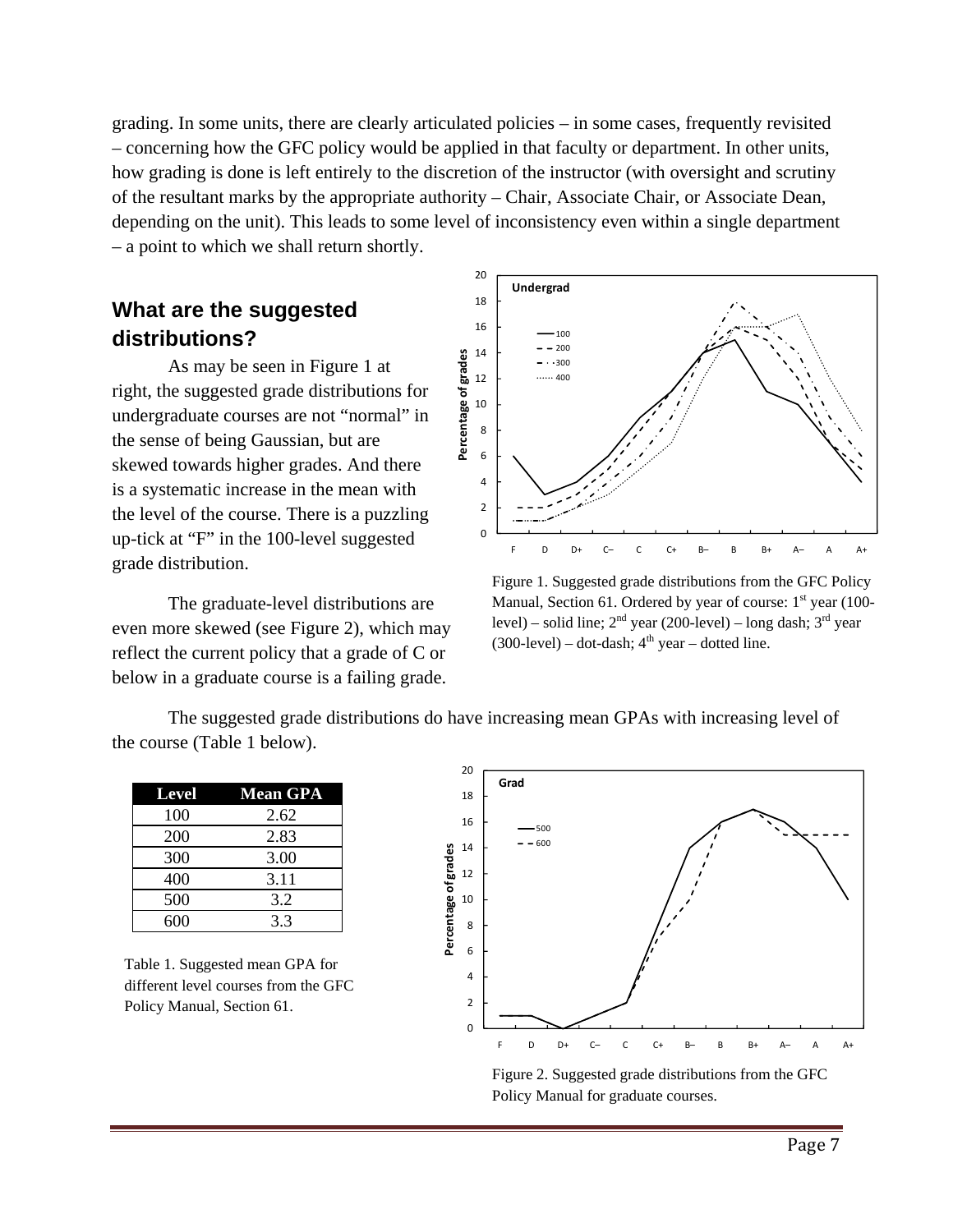grading. In some units, there are clearly articulated policies – in some cases, frequently revisited – concerning how the GFC policy would be applied in that faculty or department. In other units, how grading is done is left entirely to the discretion of the instructor (with oversight and scrutiny of the resultant marks by the appropriate authority – Chair, Associate Chair, or Associate Dean, depending on the unit). This leads to some level of inconsistency even within a single department – a point to which we shall return shortly.

## What are the suggested distributions?

As may be seen in Figure 1 at right, the suggested grade distributions for undergraduate courses are not "normal" in the sense of being Gaussian, but are skewed towards higher grades. And there is a systematic increase in the mean with the level of the course. There is a puzzling up-tick at "F" in the 100-level suggested grade distribution.

Figure 1. Suggested grade distributions from the GFC Policy Manual, Section 61. Ordered by year of course: 1st year (100-level) – solid line; 2nd year (200-level) – long dash; 3rd year (300-level) – dot-dash; 4th year – dotted line.

The graduate-level distributions are even more skewed (see Figure 2), which may reflect the current policy that a grade of C or below in a graduate course is a failing grade.

The suggested grade distributions do have increasing mean GPAs with increasing level of the course (Table 1 below).

| Level | Mean GPA |
|---|---|
| 100 | 2.62 |
| 200 | 2.83 |
| 300 | 3.00 |
| 400 | 3.11 |
| 500 | 3.2 |
| 600 | 3.3 |

Table 1. Suggested mean GPA for different level courses from the GFC Policy Manual, Section 61.

Figure 2. Suggested grade distributions from the GFC Policy Manual for graduate courses.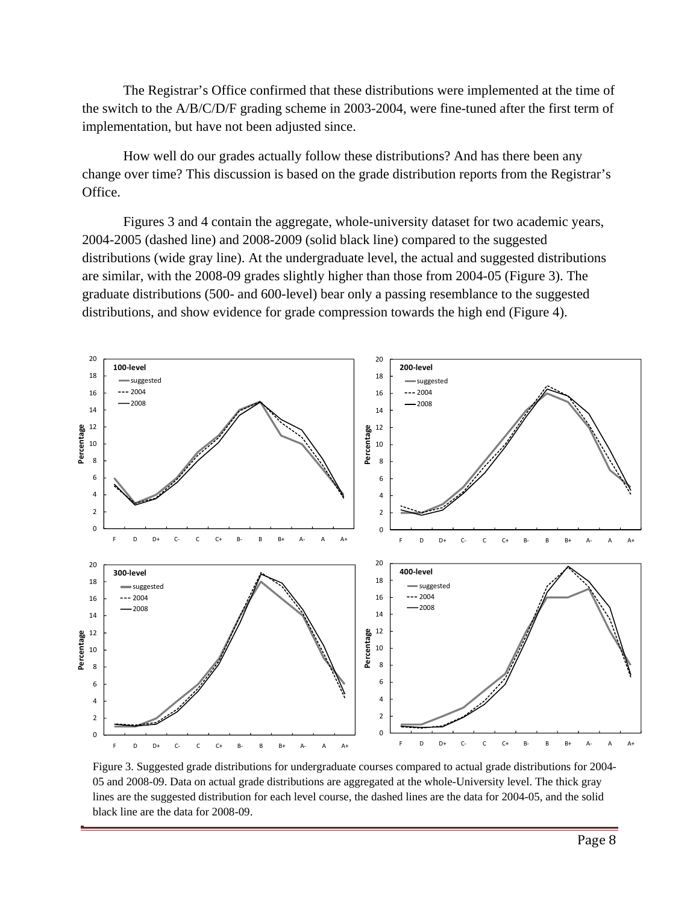The Registrar's Office confirmed that these distributions were implemented at the time of the switch to the A/B/C/D/F grading scheme in 2003-2004, were fine-tuned after the first term of implementation, but have not been adjusted since.

How well do our grades actually follow these distributions? And has there been any change over time? This discussion is based on the grade distribution reports from the Registrar's Office.

Figures 3 and 4 contain the aggregate, whole-university dataset for two academic years, 2004-2005 (dashed line) and 2008-2009 (solid black line) compared to the suggested distributions (wide gray line). At the undergraduate level, the actual and suggested distributions are similar, with the 2008-09 grades slightly higher than those from 2004-05 (Figure 3). The graduate distributions (500- and 600-level) bear only a passing resemblance to the suggested distributions, and show evidence for grade compression towards the high end (Figure 4).

Figure 3. Suggested grade distributions for undergraduate courses compared to actual grade distributions for 2004-05 and 2008-09. Data on actual grade distributions are aggregated at the whole-University level. The thick gray lines are the suggested distribution for each level course, the dashed lines are the data for 2004-05, and the solid black line are the data for 2008-09.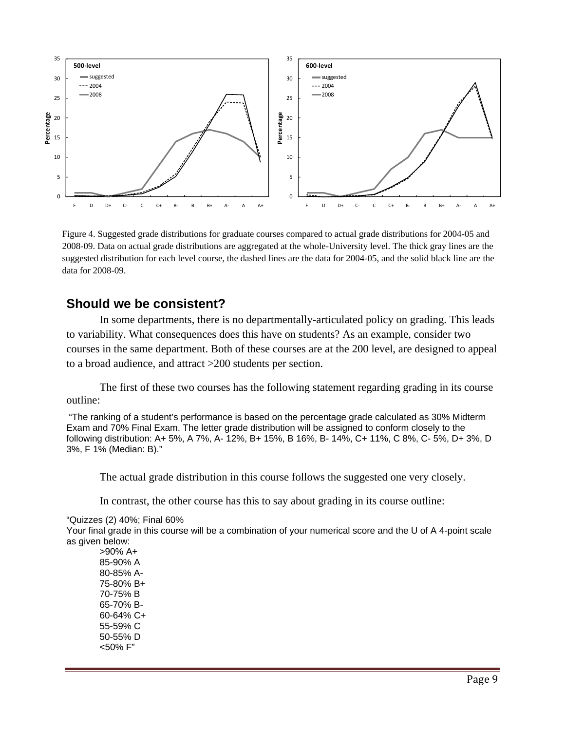Figure 4. Suggested grade distributions for graduate courses compared to actual grade distributions for 2004-05 and 2008-09. Data on actual grade distributions are aggregated at the whole-University level. The thick gray lines are the suggested distribution for each level course, the dashed lines are the data for 2004-05, and the solid black line are the data for 2008-09.

## Should we be consistent?

In some departments, there is no departmentally-articulated policy on grading. This leads to variability. What consequences does this have on students? As an example, consider two courses in the same department. Both of these courses are at the 200 level, are designed to appeal to a broad audience, and attract >200 students per section.

The first of these two courses has the following statement regarding grading in its course outline:

"The ranking of a student's performance is based on the percentage grade calculated as 30% Midterm Exam and 70% Final Exam. The letter grade distribution will be assigned to conform closely to the following distribution: A+ 5%, A 7%, A- 12%, B+ 15%, B 16%, B- 14%, C+ 11%, C 8%, C- 5%, D+ 3%, D 3%, F 1% (Median: B)."

The actual grade distribution in this course follows the suggested one very closely.

In contrast, the other course has this to say about grading in its course outline:

"Quizzes (2) 40%; Final 60%
Your final grade in this course will be a combination of your numerical score and the U of A 4-point scale as given below:

>90% A+
85-90% A
80-85% A-
75-80% B+
70-75% B
65-70% B-
60-64% C+
55-59% C
50-55% D
<50% F"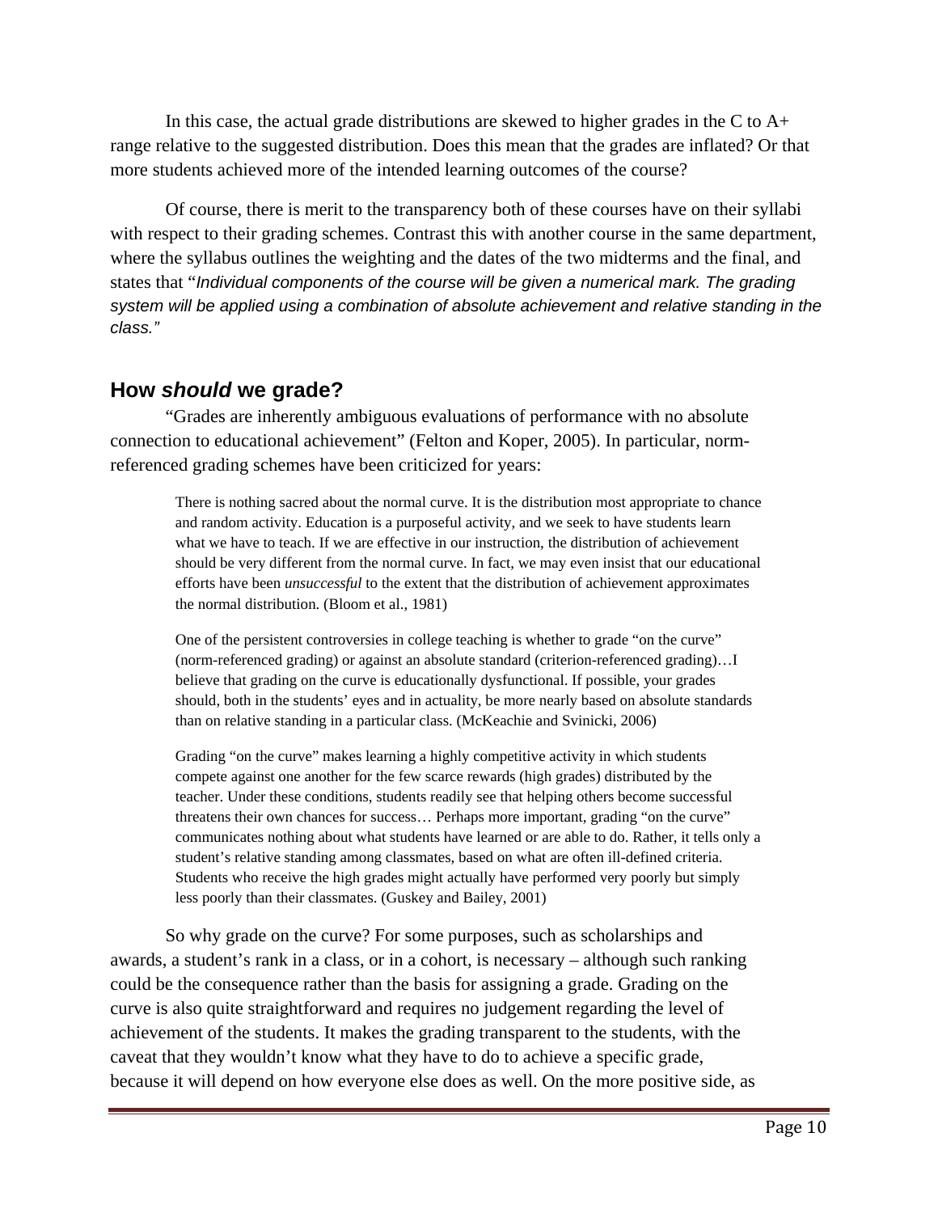In this case, the actual grade distributions are skewed to higher grades in the C to A+ range relative to the suggested distribution. Does this mean that the grades are inflated? Or that more students achieved more of the intended learning outcomes of the course?

Of course, there is merit to the transparency both of these courses have on their syllabi with respect to their grading schemes. Contrast this with another course in the same department, where the syllabus outlines the weighting and the dates of the two midterms and the final, and states that "*Individual components of the course will be given a numerical mark. The grading system will be applied using a combination of absolute achievement and relative standing in the class.*"

## How *should* we grade?

"Grades are inherently ambiguous evaluations of performance with no absolute connection to educational achievement" (Felton and Koper, 2005). In particular, norm-referenced grading schemes have been criticized for years:

> There is nothing sacred about the normal curve. It is the distribution most appropriate to chance and random activity. Education is a purposeful activity, and we seek to have students learn what we have to teach. If we are effective in our instruction, the distribution of achievement should be very different from the normal curve. In fact, we may even insist that our educational efforts have been *unsuccessful* to the extent that the distribution of achievement approximates the normal distribution. (Bloom et al., 1981)

> One of the persistent controversies in college teaching is whether to grade "on the curve" (norm-referenced grading) or against an absolute standard (criterion-referenced grading)…I believe that grading on the curve is educationally dysfunctional. If possible, your grades should, both in the students' eyes and in actuality, be more nearly based on absolute standards than on relative standing in a particular class. (McKeachie and Svinicki, 2006)

> Grading "on the curve" makes learning a highly competitive activity in which students compete against one another for the few scarce rewards (high grades) distributed by the teacher. Under these conditions, students readily see that helping others become successful threatens their own chances for success… Perhaps more important, grading "on the curve" communicates nothing about what students have learned or are able to do. Rather, it tells only a student's relative standing among classmates, based on what are often ill-defined criteria. Students who receive the high grades might actually have performed very poorly but simply less poorly than their classmates. (Guskey and Bailey, 2001)

So why grade on the curve? For some purposes, such as scholarships and awards, a student's rank in a class, or in a cohort, is necessary – although such ranking could be the consequence rather than the basis for assigning a grade. Grading on the curve is also quite straightforward and requires no judgement regarding the level of achievement of the students. It makes the grading transparent to the students, with the caveat that they wouldn't know what they have to do to achieve a specific grade, because it will depend on how everyone else does as well. On the more positive side, as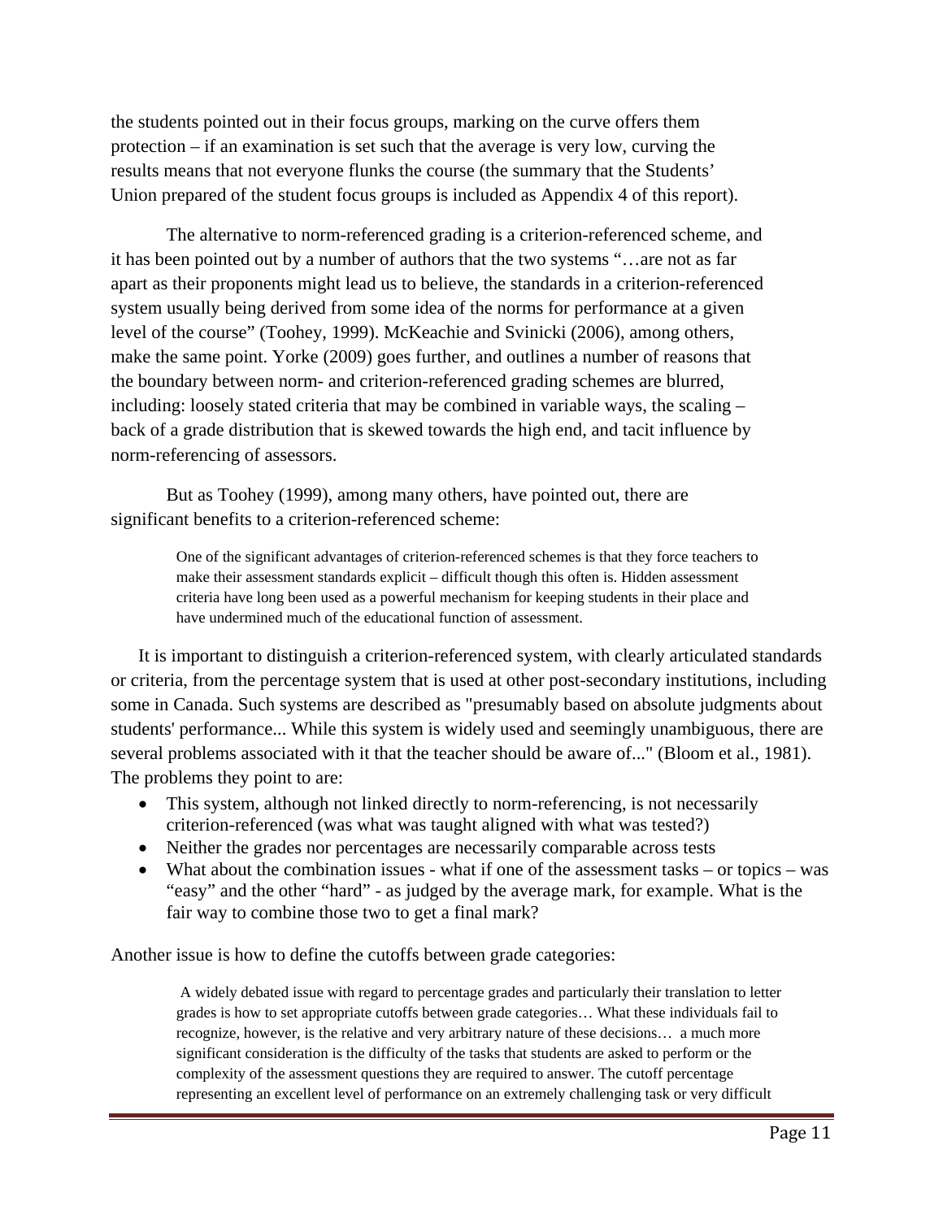the students pointed out in their focus groups, marking on the curve offers them protection – if an examination is set such that the average is very low, curving the results means that not everyone flunks the course (the summary that the Students' Union prepared of the student focus groups is included as Appendix 4 of this report).

The alternative to norm-referenced grading is a criterion-referenced scheme, and it has been pointed out by a number of authors that the two systems "…are not as far apart as their proponents might lead us to believe, the standards in a criterion-referenced system usually being derived from some idea of the norms for performance at a given level of the course" (Toohey, 1999). McKeachie and Svinicki (2006), among others, make the same point. Yorke (2009) goes further, and outlines a number of reasons that the boundary between norm- and criterion-referenced grading schemes are blurred, including: loosely stated criteria that may be combined in variable ways, the scaling – back of a grade distribution that is skewed towards the high end, and tacit influence by norm-referencing of assessors.

But as Toohey (1999), among many others, have pointed out, there are significant benefits to a criterion-referenced scheme:

> One of the significant advantages of criterion-referenced schemes is that they force teachers to make their assessment standards explicit – difficult though this often is. Hidden assessment criteria have long been used as a powerful mechanism for keeping students in their place and have undermined much of the educational function of assessment.

It is important to distinguish a criterion-referenced system, with clearly articulated standards or criteria, from the percentage system that is used at other post-secondary institutions, including some in Canada. Such systems are described as "presumably based on absolute judgments about students' performance... While this system is widely used and seemingly unambiguous, there are several problems associated with it that the teacher should be aware of..." (Bloom et al., 1981). The problems they point to are:

- This system, although not linked directly to norm-referencing, is not necessarily criterion-referenced (was what was taught aligned with what was tested?)
- Neither the grades nor percentages are necessarily comparable across tests
- What about the combination issues - what if one of the assessment tasks – or topics – was "easy" and the other "hard" - as judged by the average mark, for example. What is the fair way to combine those two to get a final mark?

Another issue is how to define the cutoffs between grade categories:

> A widely debated issue with regard to percentage grades and particularly their translation to letter grades is how to set appropriate cutoffs between grade categories… What these individuals fail to recognize, however, is the relative and very arbitrary nature of these decisions… a much more significant consideration is the difficulty of the tasks that students are asked to perform or the complexity of the assessment questions they are required to answer. The cutoff percentage representing an excellent level of performance on an extremely challenging task or very difficult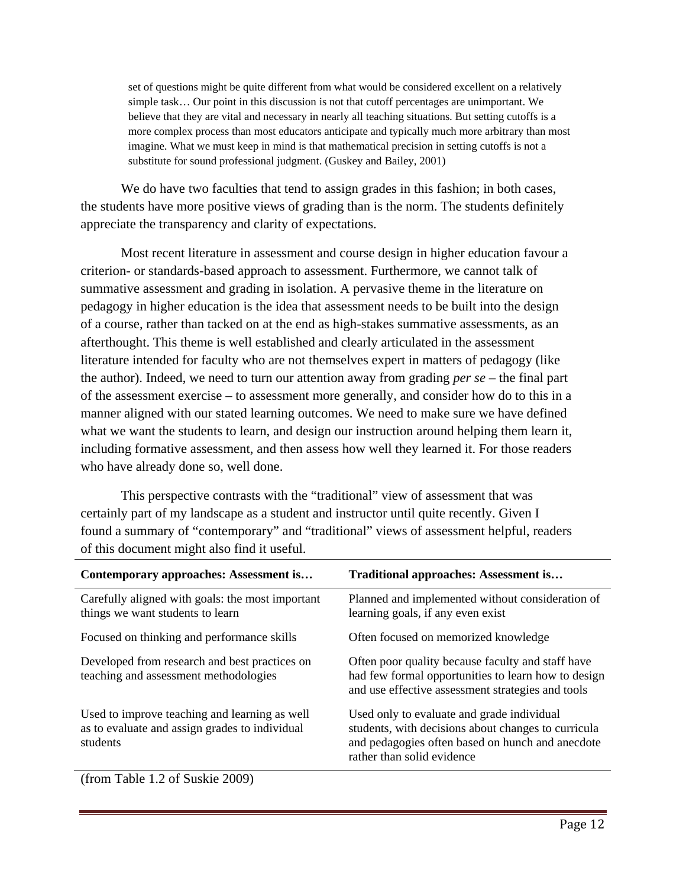> set of questions might be quite different from what would be considered excellent on a relatively simple task… Our point in this discussion is not that cutoff percentages are unimportant. We believe that they are vital and necessary in nearly all teaching situations. But setting cutoffs is a more complex process than most educators anticipate and typically much more arbitrary than most imagine. What we must keep in mind is that mathematical precision in setting cutoffs is not a substitute for sound professional judgment. (Guskey and Bailey, 2001)

We do have two faculties that tend to assign grades in this fashion; in both cases, the students have more positive views of grading than is the norm. The students definitely appreciate the transparency and clarity of expectations.

Most recent literature in assessment and course design in higher education favour a criterion- or standards-based approach to assessment. Furthermore, we cannot talk of summative assessment and grading in isolation. A pervasive theme in the literature on pedagogy in higher education is the idea that assessment needs to be built into the design of a course, rather than tacked on at the end as high-stakes summative assessments, as an afterthought. This theme is well established and clearly articulated in the assessment literature intended for faculty who are not themselves expert in matters of pedagogy (like the author). Indeed, we need to turn our attention away from grading *per se* – the final part of the assessment exercise – to assessment more generally, and consider how do to this in a manner aligned with our stated learning outcomes. We need to make sure we have defined what we want the students to learn, and design our instruction around helping them learn it, including formative assessment, and then assess how well they learned it. For those readers who have already done so, well done.

This perspective contrasts with the "traditional" view of assessment that was certainly part of my landscape as a student and instructor until quite recently. Given I found a summary of "contemporary" and "traditional" views of assessment helpful, readers of this document might also find it useful.

| **Contemporary approaches: Assessment is…** | **Traditional approaches: Assessment is…** |
|---|---|
| Carefully aligned with goals: the most important things we want students to learn | Planned and implemented without consideration of learning goals, if any even exist |
| Focused on thinking and performance skills | Often focused on memorized knowledge |
| Developed from research and best practices on teaching and assessment methodologies | Often poor quality because faculty and staff have had few formal opportunities to learn how to design and use effective assessment strategies and tools |
| Used to improve teaching and learning as well as to evaluate and assign grades to individual students | Used only to evaluate and grade individual students, with decisions about changes to curricula and pedagogies often based on hunch and anecdote rather than solid evidence |

(from Table 1.2 of Suskie 2009)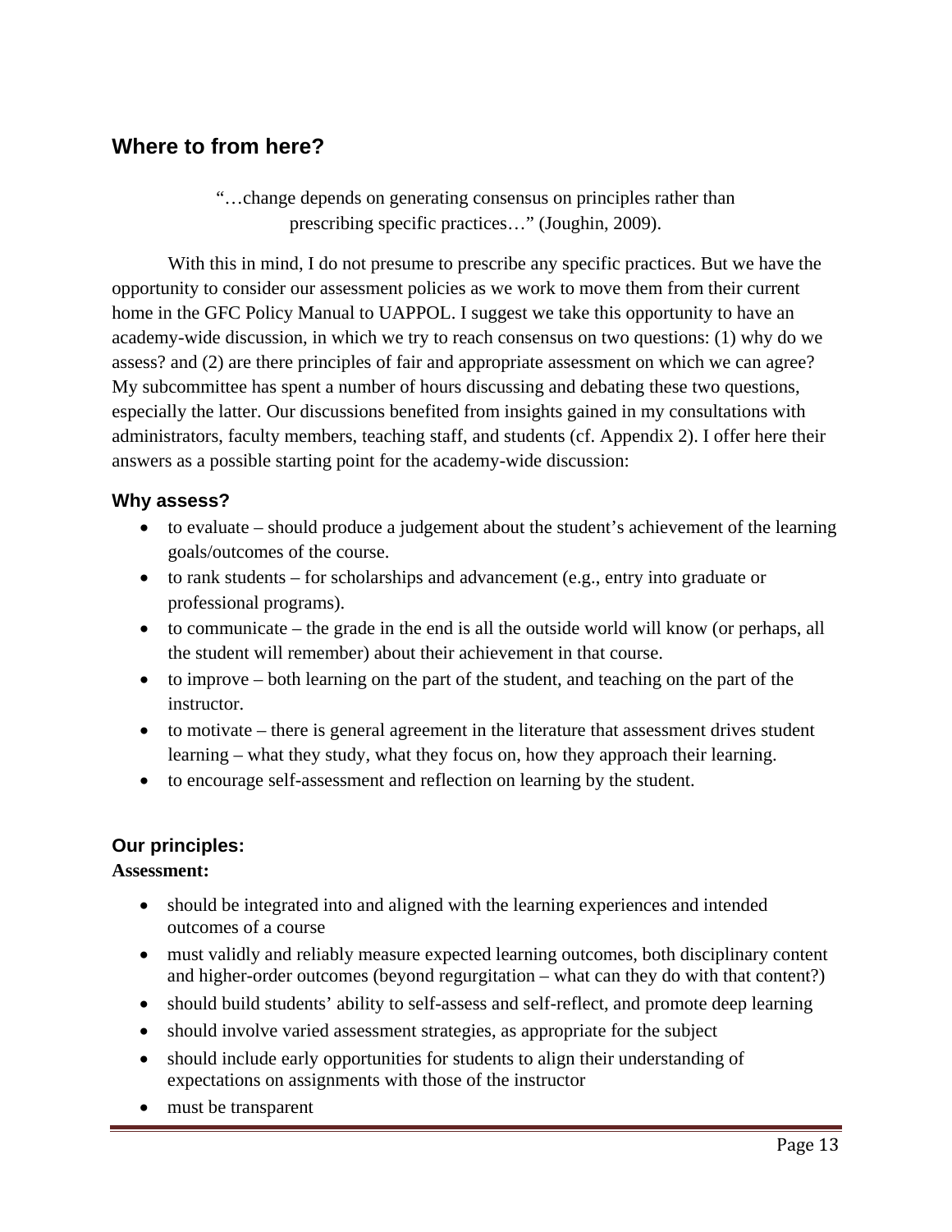## Where to from here?

> "…change depends on generating consensus on principles rather than prescribing specific practices…" (Joughin, 2009).

With this in mind, I do not presume to prescribe any specific practices. But we have the opportunity to consider our assessment policies as we work to move them from their current home in the GFC Policy Manual to UAPPOL. I suggest we take this opportunity to have an academy-wide discussion, in which we try to reach consensus on two questions: (1) why do we assess? and (2) are there principles of fair and appropriate assessment on which we can agree? My subcommittee has spent a number of hours discussing and debating these two questions, especially the latter. Our discussions benefited from insights gained in my consultations with administrators, faculty members, teaching staff, and students (cf. Appendix 2). I offer here their answers as a possible starting point for the academy-wide discussion:

### Why assess?

- to evaluate – should produce a judgement about the student's achievement of the learning goals/outcomes of the course.
- to rank students – for scholarships and advancement (e.g., entry into graduate or professional programs).
- to communicate – the grade in the end is all the outside world will know (or perhaps, all the student will remember) about their achievement in that course.
- to improve – both learning on the part of the student, and teaching on the part of the instructor.
- to motivate – there is general agreement in the literature that assessment drives student learning – what they study, what they focus on, how they approach their learning.
- to encourage self-assessment and reflection on learning by the student.

### Our principles:

**Assessment:**

- should be integrated into and aligned with the learning experiences and intended outcomes of a course
- must validly and reliably measure expected learning outcomes, both disciplinary content and higher-order outcomes (beyond regurgitation – what can they do with that content?)
- should build students' ability to self-assess and self-reflect, and promote deep learning
- should involve varied assessment strategies, as appropriate for the subject
- should include early opportunities for students to align their understanding of expectations on assignments with those of the instructor
- must be transparent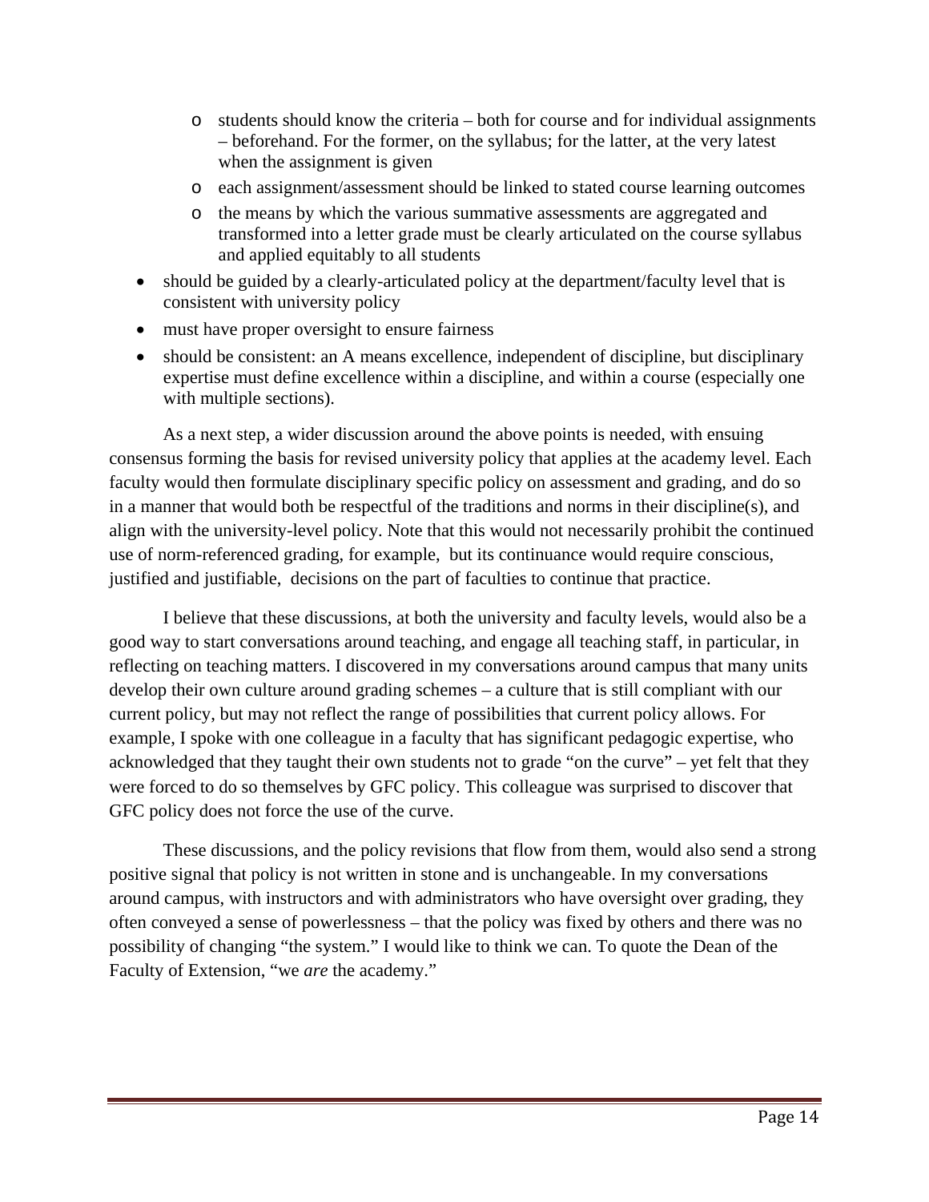- students should know the criteria – both for course and for individual assignments – beforehand. For the former, on the syllabus; for the latter, at the very latest when the assignment is given
   - each assignment/assessment should be linked to stated course learning outcomes
   - the means by which the various summative assessments are aggregated and transformed into a letter grade must be clearly articulated on the course syllabus and applied equitably to all students
- should be guided by a clearly-articulated policy at the department/faculty level that is consistent with university policy
- must have proper oversight to ensure fairness
- should be consistent: an A means excellence, independent of discipline, but disciplinary expertise must define excellence within a discipline, and within a course (especially one with multiple sections).

As a next step, a wider discussion around the above points is needed, with ensuing consensus forming the basis for revised university policy that applies at the academy level. Each faculty would then formulate disciplinary specific policy on assessment and grading, and do so in a manner that would both be respectful of the traditions and norms in their discipline(s), and align with the university-level policy. Note that this would not necessarily prohibit the continued use of norm-referenced grading, for example, but its continuance would require conscious, justified and justifiable, decisions on the part of faculties to continue that practice.

I believe that these discussions, at both the university and faculty levels, would also be a good way to start conversations around teaching, and engage all teaching staff, in particular, in reflecting on teaching matters. I discovered in my conversations around campus that many units develop their own culture around grading schemes – a culture that is still compliant with our current policy, but may not reflect the range of possibilities that current policy allows. For example, I spoke with one colleague in a faculty that has significant pedagogic expertise, who acknowledged that they taught their own students not to grade "on the curve" – yet felt that they were forced to do so themselves by GFC policy. This colleague was surprised to discover that GFC policy does not force the use of the curve.

These discussions, and the policy revisions that flow from them, would also send a strong positive signal that policy is not written in stone and is unchangeable. In my conversations around campus, with instructors and with administrators who have oversight over grading, they often conveyed a sense of powerlessness – that the policy was fixed by others and there was no possibility of changing "the system." I would like to think we can. To quote the Dean of the Faculty of Extension, "we *are* the academy."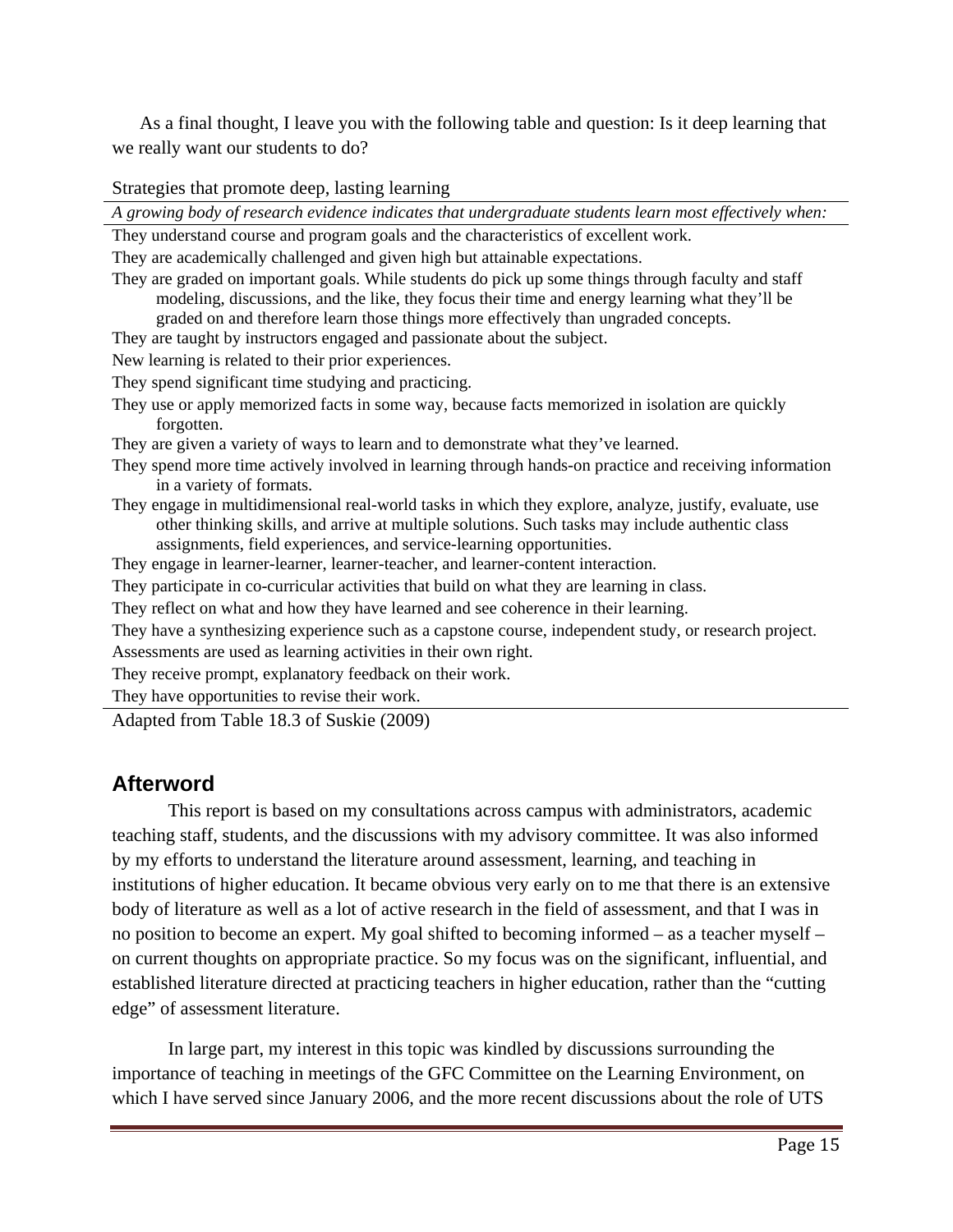As a final thought, I leave you with the following table and question: Is it deep learning that we really want our students to do?

Strategies that promote deep, lasting learning

| *A growing body of research evidence indicates that undergraduate students learn most effectively when:* |
|---|
| They understand course and program goals and the characteristics of excellent work. |
| They are academically challenged and given high but attainable expectations. |
| They are graded on important goals. While students do pick up some things through faculty and staff modeling, discussions, and the like, they focus their time and energy learning what they'll be graded on and therefore learn those things more effectively than ungraded concepts. |
| They are taught by instructors engaged and passionate about the subject. |
| New learning is related to their prior experiences. |
| They spend significant time studying and practicing. |
| They use or apply memorized facts in some way, because facts memorized in isolation are quickly forgotten. |
| They are given a variety of ways to learn and to demonstrate what they've learned. |
| They spend more time actively involved in learning through hands-on practice and receiving information in a variety of formats. |
| They engage in multidimensional real-world tasks in which they explore, analyze, justify, evaluate, use other thinking skills, and arrive at multiple solutions. Such tasks may include authentic class assignments, field experiences, and service-learning opportunities. |
| They engage in learner-learner, learner-teacher, and learner-content interaction. |
| They participate in co-curricular activities that build on what they are learning in class. |
| They reflect on what and how they have learned and see coherence in their learning. |
| They have a synthesizing experience such as a capstone course, independent study, or research project. |
| Assessments are used as learning activities in their own right. |
| They receive prompt, explanatory feedback on their work. |
| They have opportunities to revise their work. |

Adapted from Table 18.3 of Suskie (2009)

## Afterword

This report is based on my consultations across campus with administrators, academic teaching staff, students, and the discussions with my advisory committee. It was also informed by my efforts to understand the literature around assessment, learning, and teaching in institutions of higher education. It became obvious very early on to me that there is an extensive body of literature as well as a lot of active research in the field of assessment, and that I was in no position to become an expert. My goal shifted to becoming informed – as a teacher myself – on current thoughts on appropriate practice. So my focus was on the significant, influential, and established literature directed at practicing teachers in higher education, rather than the "cutting edge" of assessment literature.

In large part, my interest in this topic was kindled by discussions surrounding the importance of teaching in meetings of the GFC Committee on the Learning Environment, on which I have served since January 2006, and the more recent discussions about the role of UTS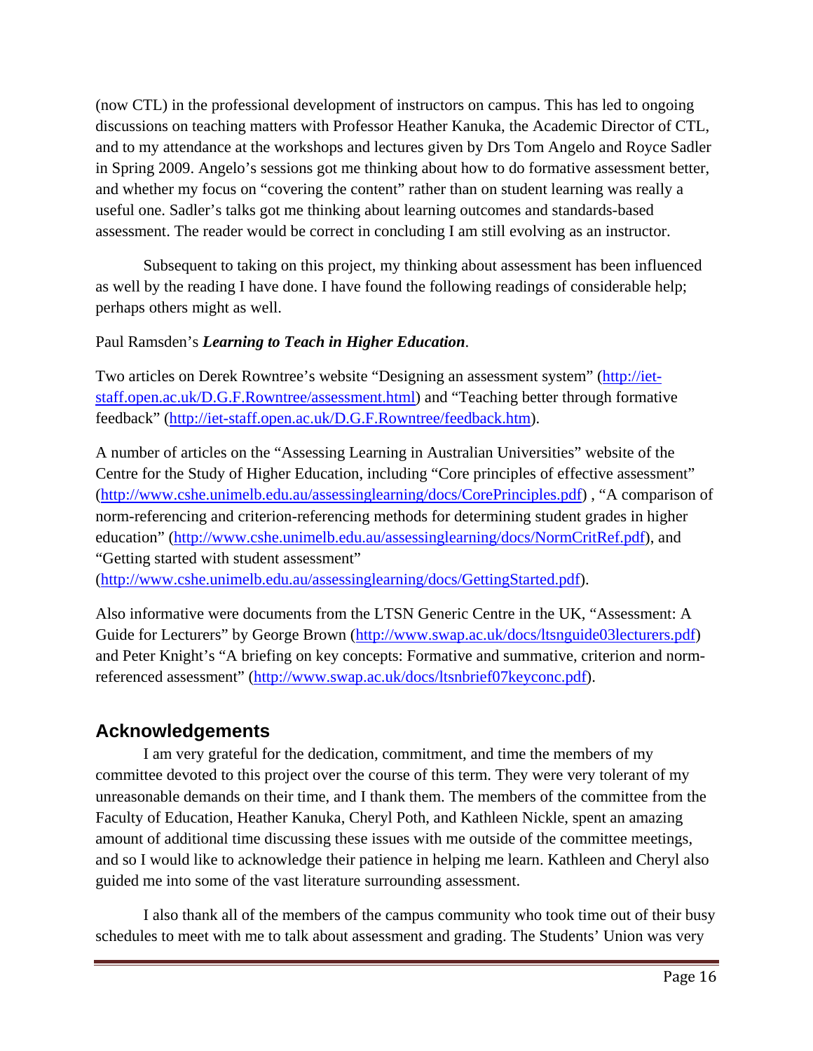(now CTL) in the professional development of instructors on campus. This has led to ongoing discussions on teaching matters with Professor Heather Kanuka, the Academic Director of CTL, and to my attendance at the workshops and lectures given by Drs Tom Angelo and Royce Sadler in Spring 2009. Angelo's sessions got me thinking about how to do formative assessment better, and whether my focus on "covering the content" rather than on student learning was really a useful one. Sadler's talks got me thinking about learning outcomes and standards-based assessment. The reader would be correct in concluding I am still evolving as an instructor.

Subsequent to taking on this project, my thinking about assessment has been influenced as well by the reading I have done. I have found the following readings of considerable help; perhaps others might as well.

Paul Ramsden's ***Learning to Teach in Higher Education***.

Two articles on Derek Rowntree's website "Designing an assessment system" (http://iet-staff.open.ac.uk/D.G.F.Rowntree/assessment.html) and "Teaching better through formative feedback" (http://iet-staff.open.ac.uk/D.G.F.Rowntree/feedback.htm).

A number of articles on the "Assessing Learning in Australian Universities" website of the Centre for the Study of Higher Education, including "Core principles of effective assessment" (http://www.cshe.unimelb.edu.au/assessinglearning/docs/CorePrinciples.pdf) , "A comparison of norm-referencing and criterion-referencing methods for determining student grades in higher education" (http://www.cshe.unimelb.edu.au/assessinglearning/docs/NormCritRef.pdf), and "Getting started with student assessment" (http://www.cshe.unimelb.edu.au/assessinglearning/docs/GettingStarted.pdf).

Also informative were documents from the LTSN Generic Centre in the UK, "Assessment: A Guide for Lecturers" by George Brown (http://www.swap.ac.uk/docs/ltsnguide03lecturers.pdf) and Peter Knight's "A briefing on key concepts: Formative and summative, criterion and norm-referenced assessment" (http://www.swap.ac.uk/docs/ltsnbrief07keyconc.pdf).

## Acknowledgements

I am very grateful for the dedication, commitment, and time the members of my committee devoted to this project over the course of this term. They were very tolerant of my unreasonable demands on their time, and I thank them. The members of the committee from the Faculty of Education, Heather Kanuka, Cheryl Poth, and Kathleen Nickle, spent an amazing amount of additional time discussing these issues with me outside of the committee meetings, and so I would like to acknowledge their patience in helping me learn. Kathleen and Cheryl also guided me into some of the vast literature surrounding assessment.

I also thank all of the members of the campus community who took time out of their busy schedules to meet with me to talk about assessment and grading. The Students' Union was very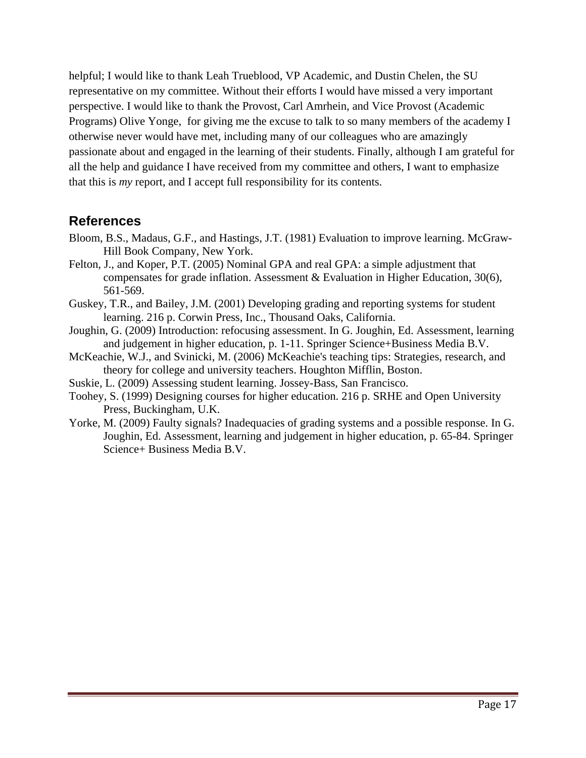helpful; I would like to thank Leah Trueblood, VP Academic, and Dustin Chelen, the SU representative on my committee. Without their efforts I would have missed a very important perspective. I would like to thank the Provost, Carl Amrhein, and Vice Provost (Academic Programs) Olive Yonge, for giving me the excuse to talk to so many members of the academy I otherwise never would have met, including many of our colleagues who are amazingly passionate about and engaged in the learning of their students. Finally, although I am grateful for all the help and guidance I have received from my committee and others, I want to emphasize that this is *my* report, and I accept full responsibility for its contents.

## References

Bloom, B.S., Madaus, G.F., and Hastings, J.T. (1981) Evaluation to improve learning. McGraw-Hill Book Company, New York.

Felton, J., and Koper, P.T. (2005) Nominal GPA and real GPA: a simple adjustment that compensates for grade inflation. Assessment & Evaluation in Higher Education, 30(6), 561-569.

Guskey, T.R., and Bailey, J.M. (2001) Developing grading and reporting systems for student learning. 216 p. Corwin Press, Inc., Thousand Oaks, California.

Joughin, G. (2009) Introduction: refocusing assessment. In G. Joughin, Ed. Assessment, learning and judgement in higher education, p. 1-11. Springer Science+Business Media B.V.

McKeachie, W.J., and Svinicki, M. (2006) McKeachie's teaching tips: Strategies, research, and theory for college and university teachers. Houghton Mifflin, Boston.

Suskie, L. (2009) Assessing student learning. Jossey-Bass, San Francisco.

Toohey, S. (1999) Designing courses for higher education. 216 p. SRHE and Open University Press, Buckingham, U.K.

Yorke, M. (2009) Faulty signals? Inadequacies of grading systems and a possible response. In G. Joughin, Ed. Assessment, learning and judgement in higher education, p. 65-84. Springer Science+ Business Media B.V.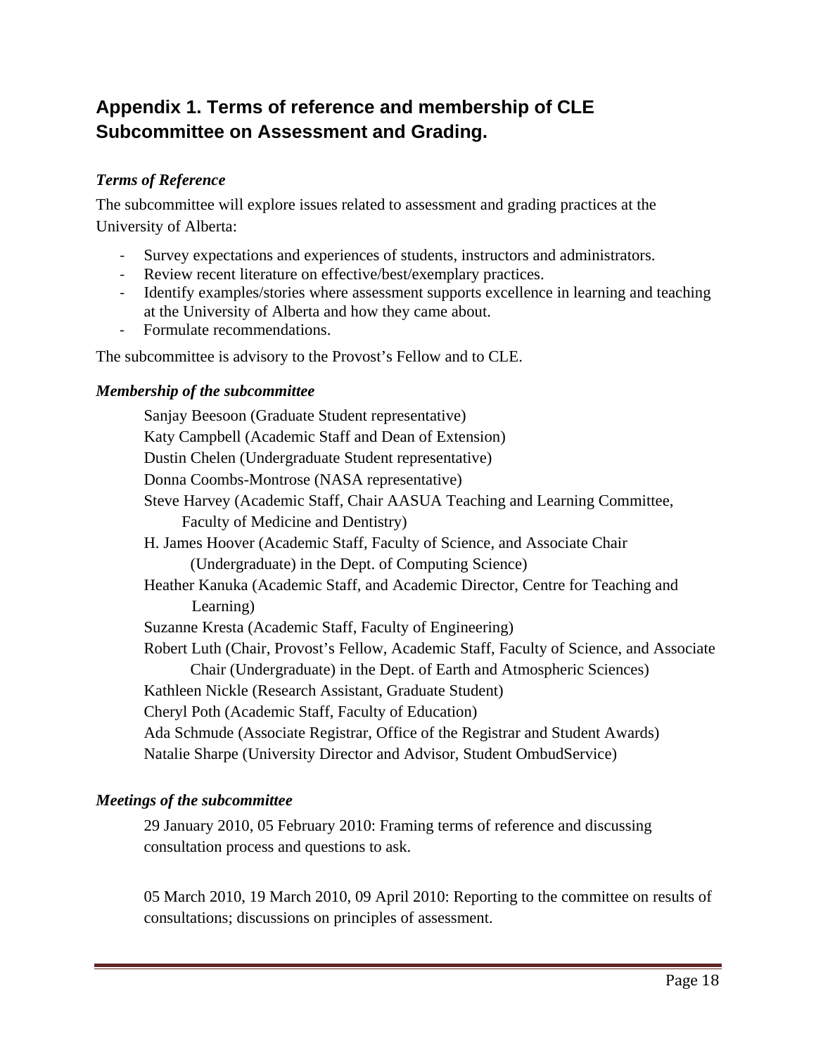## Appendix 1. Terms of reference and membership of CLE Subcommittee on Assessment and Grading.

### *Terms of Reference*

The subcommittee will explore issues related to assessment and grading practices at the University of Alberta:

- Survey expectations and experiences of students, instructors and administrators.
- Review recent literature on effective/best/exemplary practices.
- Identify examples/stories where assessment supports excellence in learning and teaching at the University of Alberta and how they came about.
- Formulate recommendations.

The subcommittee is advisory to the Provost's Fellow and to CLE.

### *Membership of the subcommittee*

Sanjay Beesoon (Graduate Student representative)
Katy Campbell (Academic Staff and Dean of Extension)
Dustin Chelen (Undergraduate Student representative)
Donna Coombs-Montrose (NASA representative)
Steve Harvey (Academic Staff, Chair AASUA Teaching and Learning Committee, Faculty of Medicine and Dentistry)
H. James Hoover (Academic Staff, Faculty of Science, and Associate Chair (Undergraduate) in the Dept. of Computing Science)
Heather Kanuka (Academic Staff, and Academic Director, Centre for Teaching and Learning)
Suzanne Kresta (Academic Staff, Faculty of Engineering)
Robert Luth (Chair, Provost's Fellow, Academic Staff, Faculty of Science, and Associate Chair (Undergraduate) in the Dept. of Earth and Atmospheric Sciences)
Kathleen Nickle (Research Assistant, Graduate Student)
Cheryl Poth (Academic Staff, Faculty of Education)
Ada Schmude (Associate Registrar, Office of the Registrar and Student Awards)
Natalie Sharpe (University Director and Advisor, Student OmbudService)

### *Meetings of the subcommittee*

29 January 2010, 05 February 2010: Framing terms of reference and discussing consultation process and questions to ask.

05 March 2010, 19 March 2010, 09 April 2010: Reporting to the committee on results of consultations; discussions on principles of assessment.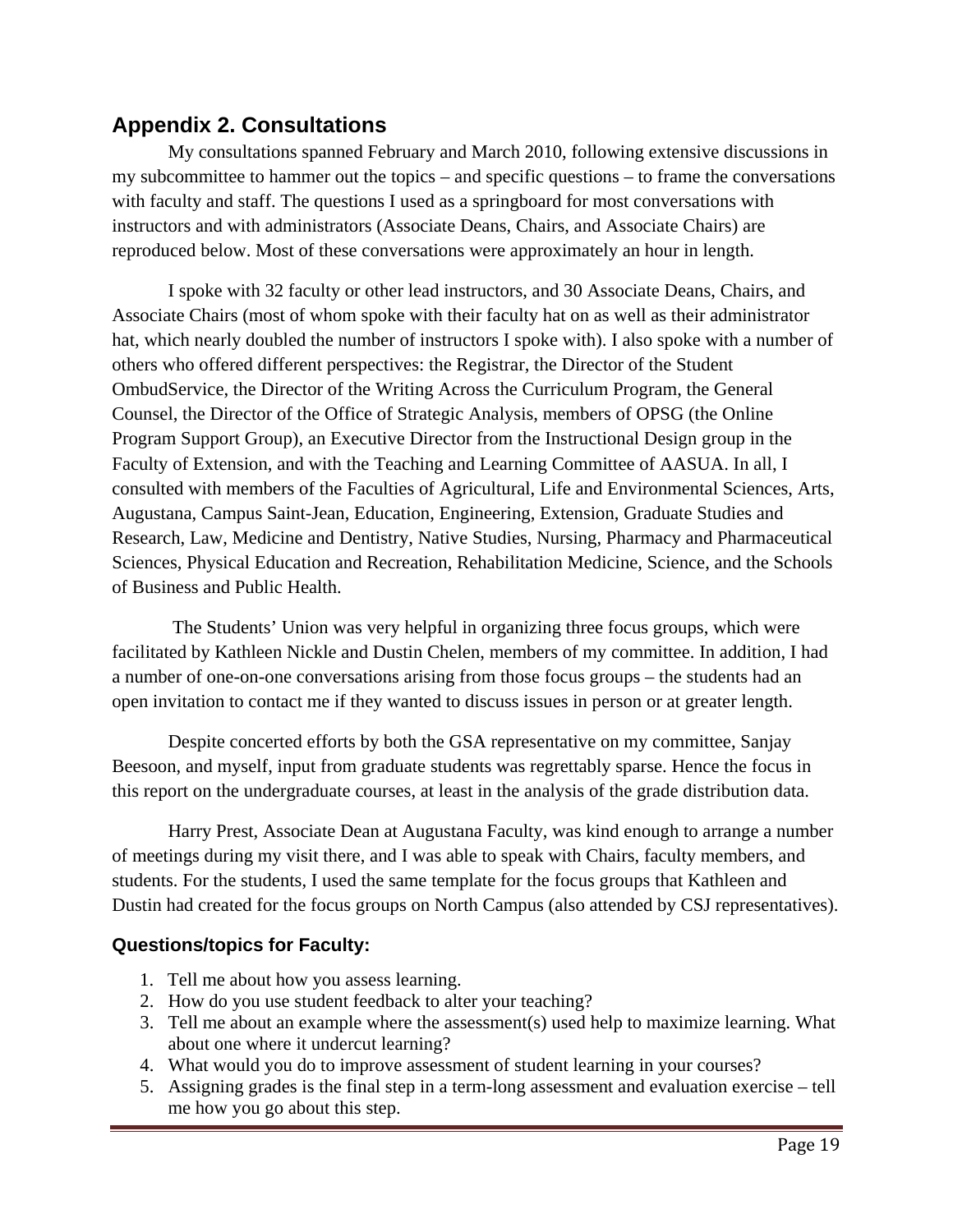## Appendix 2. Consultations

My consultations spanned February and March 2010, following extensive discussions in my subcommittee to hammer out the topics – and specific questions – to frame the conversations with faculty and staff. The questions I used as a springboard for most conversations with instructors and with administrators (Associate Deans, Chairs, and Associate Chairs) are reproduced below. Most of these conversations were approximately an hour in length.

I spoke with 32 faculty or other lead instructors, and 30 Associate Deans, Chairs, and Associate Chairs (most of whom spoke with their faculty hat on as well as their administrator hat, which nearly doubled the number of instructors I spoke with). I also spoke with a number of others who offered different perspectives: the Registrar, the Director of the Student OmbudService, the Director of the Writing Across the Curriculum Program, the General Counsel, the Director of the Office of Strategic Analysis, members of OPSG (the Online Program Support Group), an Executive Director from the Instructional Design group in the Faculty of Extension, and with the Teaching and Learning Committee of AASUA. In all, I consulted with members of the Faculties of Agricultural, Life and Environmental Sciences, Arts, Augustana, Campus Saint-Jean, Education, Engineering, Extension, Graduate Studies and Research, Law, Medicine and Dentistry, Native Studies, Nursing, Pharmacy and Pharmaceutical Sciences, Physical Education and Recreation, Rehabilitation Medicine, Science, and the Schools of Business and Public Health.

The Students' Union was very helpful in organizing three focus groups, which were facilitated by Kathleen Nickle and Dustin Chelen, members of my committee. In addition, I had a number of one-on-one conversations arising from those focus groups – the students had an open invitation to contact me if they wanted to discuss issues in person or at greater length.

Despite concerted efforts by both the GSA representative on my committee, Sanjay Beesoon, and myself, input from graduate students was regrettably sparse. Hence the focus in this report on the undergraduate courses, at least in the analysis of the grade distribution data.

Harry Prest, Associate Dean at Augustana Faculty, was kind enough to arrange a number of meetings during my visit there, and I was able to speak with Chairs, faculty members, and students. For the students, I used the same template for the focus groups that Kathleen and Dustin had created for the focus groups on North Campus (also attended by CSJ representatives).

### Questions/topics for Faculty:

1. Tell me about how you assess learning.
2. How do you use student feedback to alter your teaching?
3. Tell me about an example where the assessment(s) used help to maximize learning. What about one where it undercut learning?
4. What would you do to improve assessment of student learning in your courses?
5. Assigning grades is the final step in a term-long assessment and evaluation exercise – tell me how you go about this step.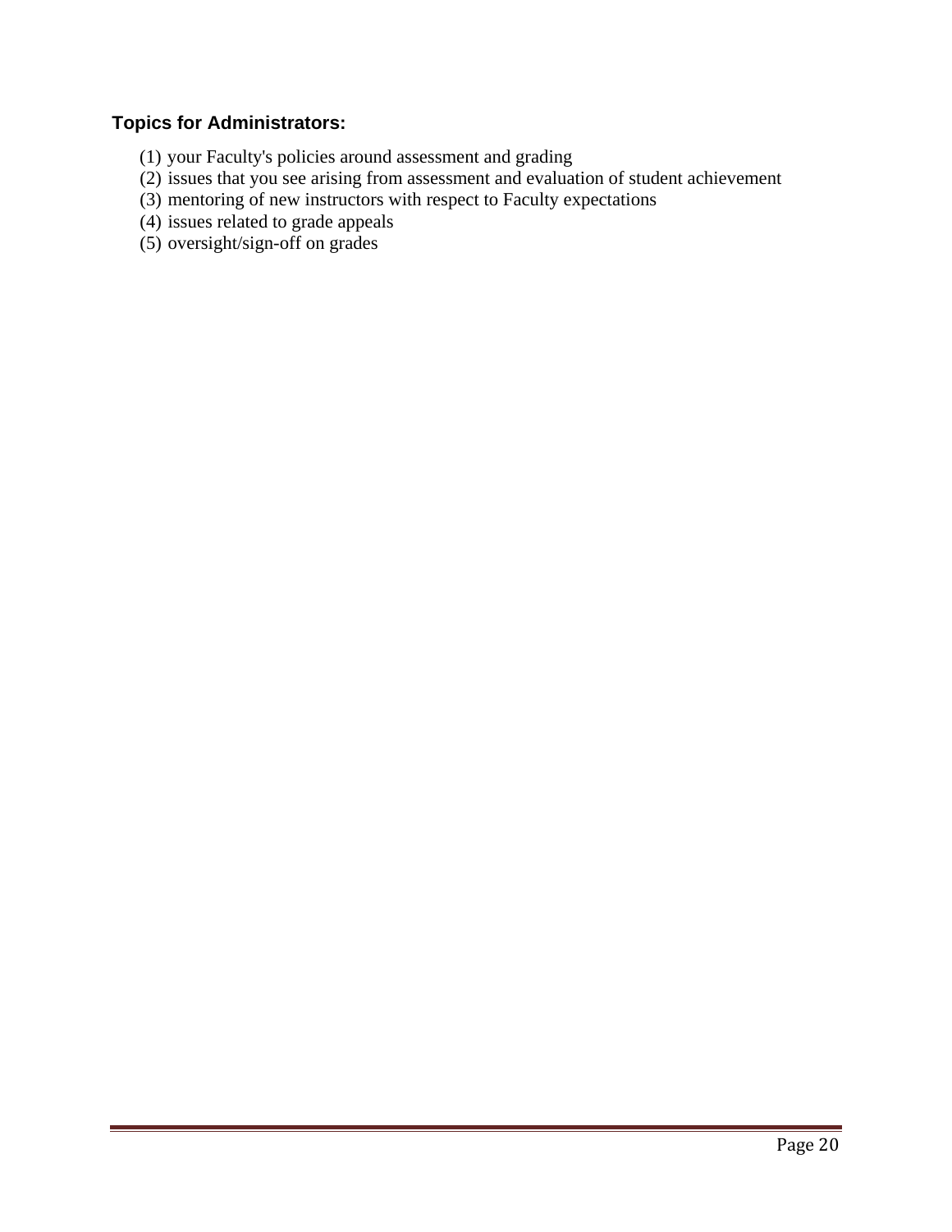### Topics for Administrators:

(1) your Faculty's policies around assessment and grading
(2) issues that you see arising from assessment and evaluation of student achievement
(3) mentoring of new instructors with respect to Faculty expectations
(4) issues related to grade appeals
(5) oversight/sign-off on grades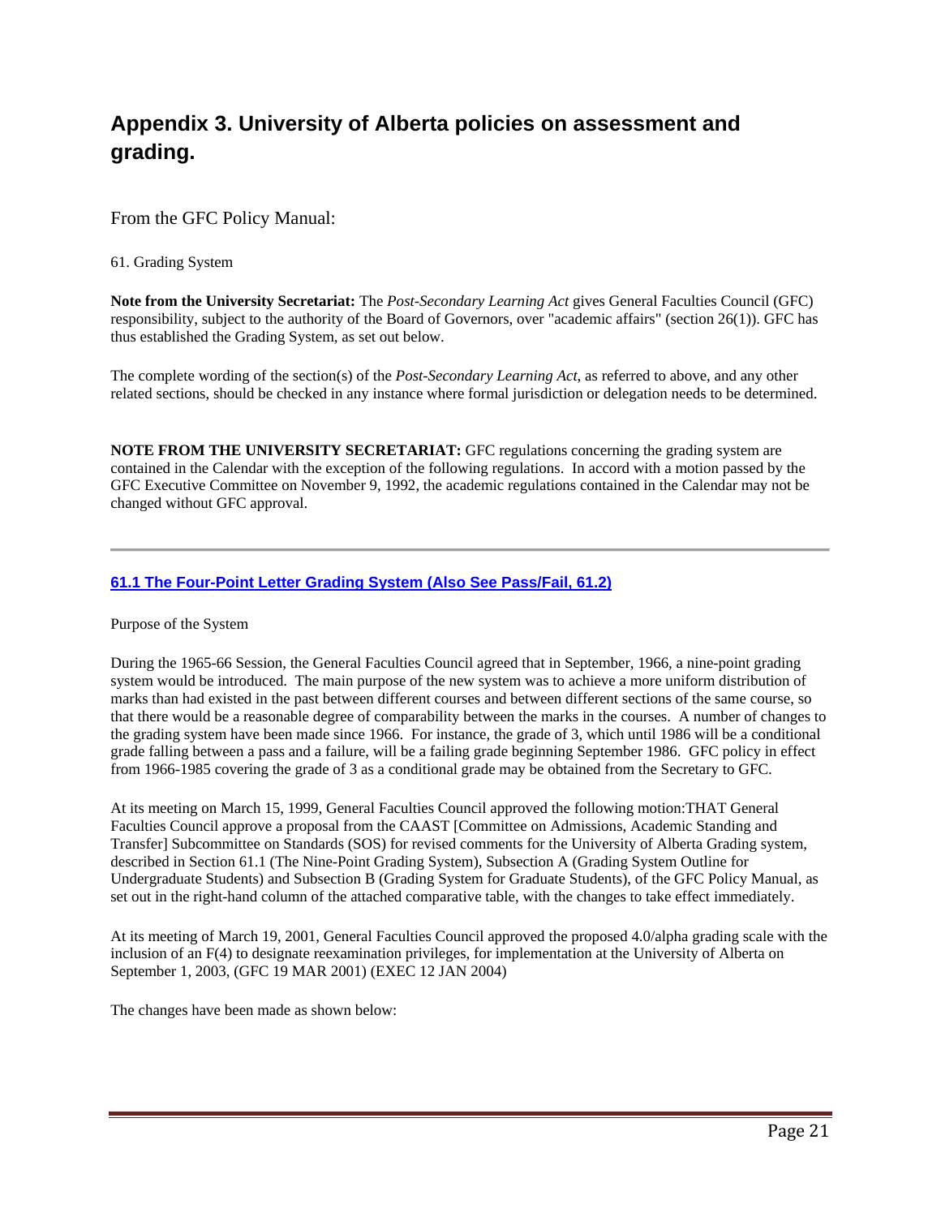# Appendix 3. University of Alberta policies on assessment and grading.

From the GFC Policy Manual:

61. Grading System

**Note from the University Secretariat:** The *Post-Secondary Learning Act* gives General Faculties Council (GFC) responsibility, subject to the authority of the Board of Governors, over "academic affairs" (section 26(1)). GFC has thus established the Grading System, as set out below.

The complete wording of the section(s) of the *Post-Secondary Learning Act*, as referred to above, and any other related sections, should be checked in any instance where formal jurisdiction or delegation needs to be determined.

**NOTE FROM THE UNIVERSITY SECRETARIAT:** GFC regulations concerning the grading system are contained in the Calendar with the exception of the following regulations. In accord with a motion passed by the GFC Executive Committee on November 9, 1992, the academic regulations contained in the Calendar may not be changed without GFC approval.

---

## 61.1 The Four-Point Letter Grading System (Also See Pass/Fail, 61.2)

Purpose of the System

During the 1965-66 Session, the General Faculties Council agreed that in September, 1966, a nine-point grading system would be introduced. The main purpose of the new system was to achieve a more uniform distribution of marks than had existed in the past between different courses and between different sections of the same course, so that there would be a reasonable degree of comparability between the marks in the courses. A number of changes to the grading system have been made since 1966. For instance, the grade of 3, which until 1986 will be a conditional grade falling between a pass and a failure, will be a failing grade beginning September 1986. GFC policy in effect from 1966-1985 covering the grade of 3 as a conditional grade may be obtained from the Secretary to GFC.

At its meeting on March 15, 1999, General Faculties Council approved the following motion:THAT General Faculties Council approve a proposal from the CAAST [Committee on Admissions, Academic Standing and Transfer] Subcommittee on Standards (SOS) for revised comments for the University of Alberta Grading system, described in Section 61.1 (The Nine-Point Grading System), Subsection A (Grading System Outline for Undergraduate Students) and Subsection B (Grading System for Graduate Students), of the GFC Policy Manual, as set out in the right-hand column of the attached comparative table, with the changes to take effect immediately.

At its meeting of March 19, 2001, General Faculties Council approved the proposed 4.0/alpha grading scale with the inclusion of an F(4) to designate reexamination privileges, for implementation at the University of Alberta on September 1, 2003, (GFC 19 MAR 2001) (EXEC 12 JAN 2004)

The changes have been made as shown below: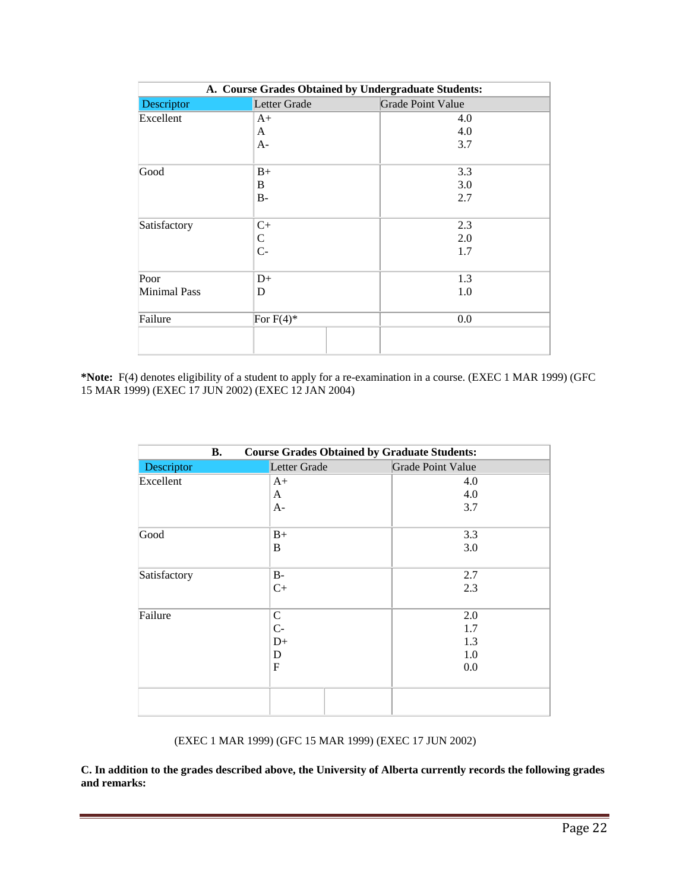| **A. Course Grades Obtained by Undergraduate Students:** | | |
|---|---|---|
| Descriptor | Letter Grade | Grade Point Value |
| Excellent | A+<br>A<br>A- | 4.0<br>4.0<br>3.7 |
| Good | B+<br>B<br>B- | 3.3<br>3.0<br>2.7 |
| Satisfactory | C+<br>C<br>C- | 2.3<br>2.0<br>1.7 |
| Poor<br>Minimal Pass | D+<br>D | 1.3<br>1.0 |
| Failure | For F(4)* | 0.0 |
| | | |

**\*Note:** F(4) denotes eligibility of a student to apply for a re-examination in a course. (EXEC 1 MAR 1999) (GFC 15 MAR 1999) (EXEC 17 JUN 2002) (EXEC 12 JAN 2004)

| **B. Course Grades Obtained by Graduate Students:** | | |
|---|---|---|
| Descriptor | Letter Grade | Grade Point Value |
| Excellent | A+<br>A<br>A- | 4.0<br>4.0<br>3.7 |
| Good | B+<br>B | 3.3<br>3.0 |
| Satisfactory | B-<br>C+ | 2.7<br>2.3 |
| Failure | C<br>C-<br>D+<br>D<br>F | 2.0<br>1.7<br>1.3<br>1.0<br>0.0 |
| | | |

(EXEC 1 MAR 1999) (GFC 15 MAR 1999) (EXEC 17 JUN 2002)

**C. In addition to the grades described above, the University of Alberta currently records the following grades and remarks:**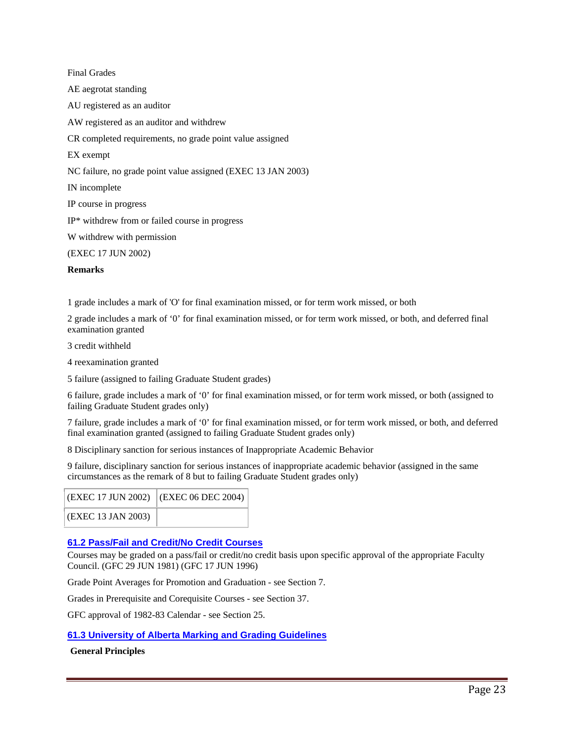Final Grades

AE aegrotat standing

AU registered as an auditor

AW registered as an auditor and withdrew

CR completed requirements, no grade point value assigned

EX exempt

NC failure, no grade point value assigned (EXEC 13 JAN 2003)

IN incomplete

IP course in progress

IP* withdrew from or failed course in progress

W withdrew with permission

(EXEC 17 JUN 2002)

**Remarks**

1 grade includes a mark of 'O' for final examination missed, or for term work missed, or both

2 grade includes a mark of '0' for final examination missed, or for term work missed, or both, and deferred final examination granted

3 credit withheld

4 reexamination granted

5 failure (assigned to failing Graduate Student grades)

6 failure, grade includes a mark of '0' for final examination missed, or for term work missed, or both (assigned to failing Graduate Student grades only)

7 failure, grade includes a mark of '0' for final examination missed, or for term work missed, or both, and deferred final examination granted (assigned to failing Graduate Student grades only)

8 Disciplinary sanction for serious instances of Inappropriate Academic Behavior

9 failure, disciplinary sanction for serious instances of inappropriate academic behavior (assigned in the same circumstances as the remark of 8 but to failing Graduate Student grades only)

| (EXEC 17 JUN 2002) | (EXEC 06 DEC 2004) |
|---|---|
| (EXEC 13 JAN 2003) | |

### 61.2 Pass/Fail and Credit/No Credit Courses

Courses may be graded on a pass/fail or credit/no credit basis upon specific approval of the appropriate Faculty Council. (GFC 29 JUN 1981) (GFC 17 JUN 1996)

Grade Point Averages for Promotion and Graduation - see Section 7.

Grades in Prerequisite and Corequisite Courses - see Section 37.

GFC approval of 1982-83 Calendar - see Section 25.

### 61.3 University of Alberta Marking and Grading Guidelines

**General Principles**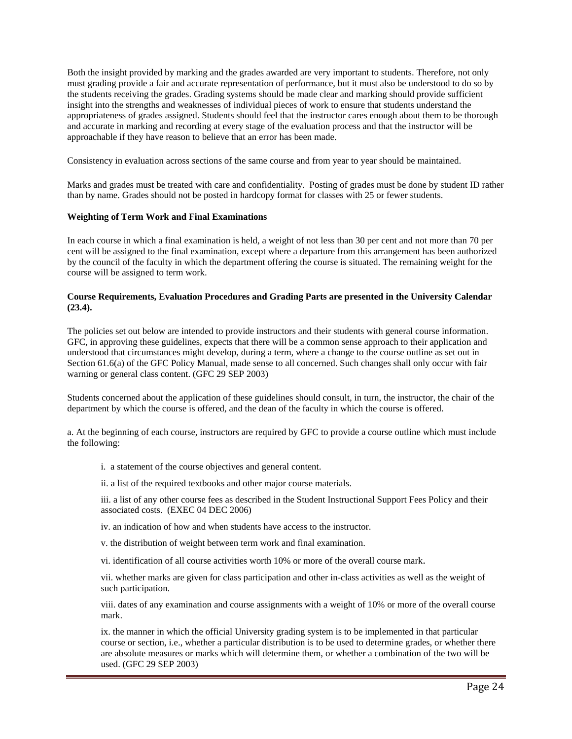Both the insight provided by marking and the grades awarded are very important to students. Therefore, not only must grading provide a fair and accurate representation of performance, but it must also be understood to do so by the students receiving the grades. Grading systems should be made clear and marking should provide sufficient insight into the strengths and weaknesses of individual pieces of work to ensure that students understand the appropriateness of grades assigned. Students should feel that the instructor cares enough about them to be thorough and accurate in marking and recording at every stage of the evaluation process and that the instructor will be approachable if they have reason to believe that an error has been made.

Consistency in evaluation across sections of the same course and from year to year should be maintained.

Marks and grades must be treated with care and confidentiality. Posting of grades must be done by student ID rather than by name. Grades should not be posted in hardcopy format for classes with 25 or fewer students.

**Weighting of Term Work and Final Examinations**

In each course in which a final examination is held, a weight of not less than 30 per cent and not more than 70 per cent will be assigned to the final examination, except where a departure from this arrangement has been authorized by the council of the faculty in which the department offering the course is situated. The remaining weight for the course will be assigned to term work.

**Course Requirements, Evaluation Procedures and Grading Parts are presented in the University Calendar (23.4).**

The policies set out below are intended to provide instructors and their students with general course information. GFC, in approving these guidelines, expects that there will be a common sense approach to their application and understood that circumstances might develop, during a term, where a change to the course outline as set out in Section 61.6(a) of the GFC Policy Manual, made sense to all concerned. Such changes shall only occur with fair warning or general class content. (GFC 29 SEP 2003)

Students concerned about the application of these guidelines should consult, in turn, the instructor, the chair of the department by which the course is offered, and the dean of the faculty in which the course is offered.

a. At the beginning of each course, instructors are required by GFC to provide a course outline which must include the following:

i. a statement of the course objectives and general content.

ii. a list of the required textbooks and other major course materials.

iii. a list of any other course fees as described in the Student Instructional Support Fees Policy and their associated costs. (EXEC 04 DEC 2006)

iv. an indication of how and when students have access to the instructor.

v. the distribution of weight between term work and final examination.

vi. identification of all course activities worth 10% or more of the overall course mark.

vii. whether marks are given for class participation and other in-class activities as well as the weight of such participation.

viii. dates of any examination and course assignments with a weight of 10% or more of the overall course mark.

ix. the manner in which the official University grading system is to be implemented in that particular course or section, i.e., whether a particular distribution is to be used to determine grades, or whether there are absolute measures or marks which will determine them, or whether a combination of the two will be used. (GFC 29 SEP 2003)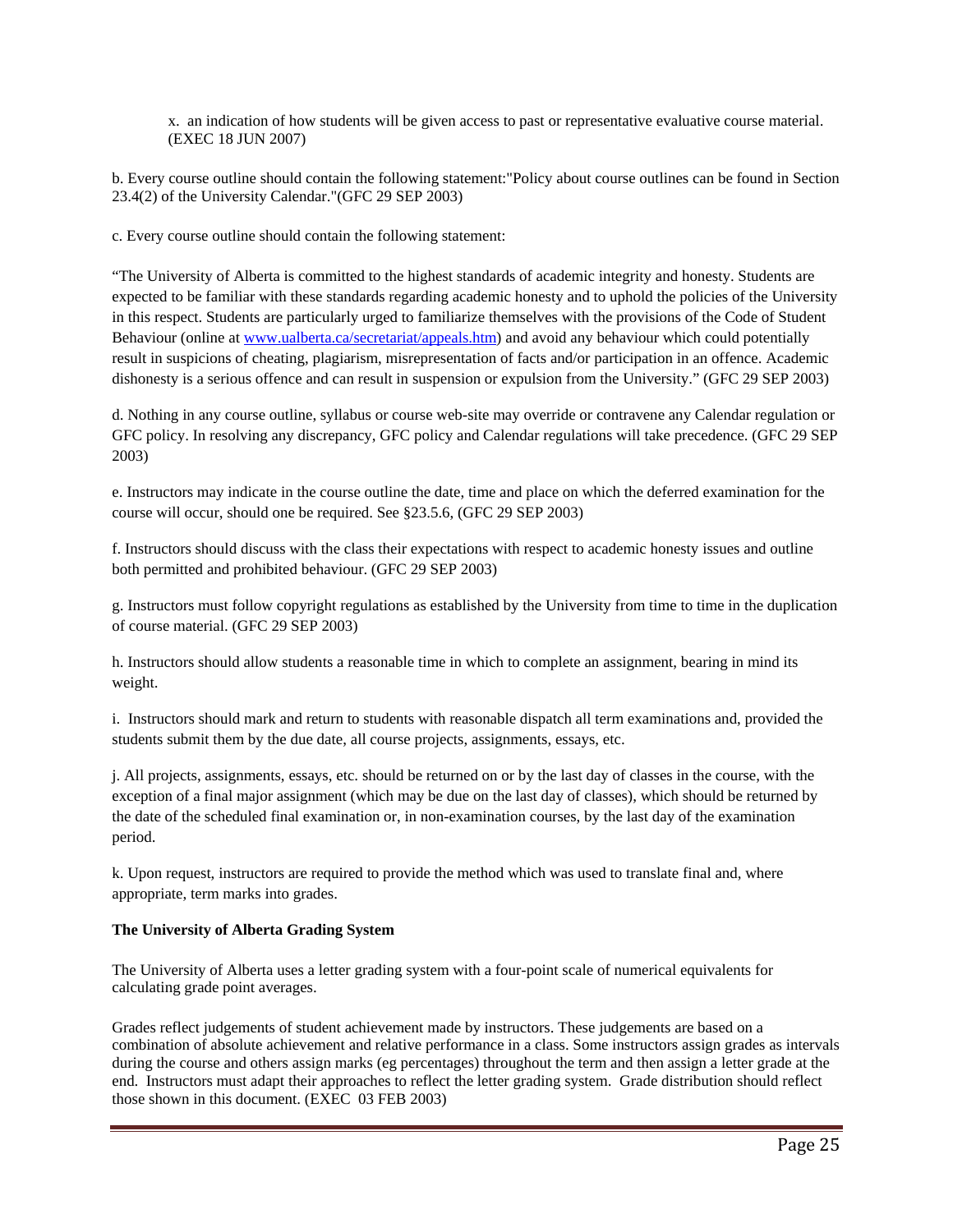x. an indication of how students will be given access to past or representative evaluative course material. (EXEC 18 JUN 2007)

b. Every course outline should contain the following statement:"Policy about course outlines can be found in Section 23.4(2) of the University Calendar."(GFC 29 SEP 2003)

c. Every course outline should contain the following statement:

"The University of Alberta is committed to the highest standards of academic integrity and honesty. Students are expected to be familiar with these standards regarding academic honesty and to uphold the policies of the University in this respect. Students are particularly urged to familiarize themselves with the provisions of the Code of Student Behaviour (online at www.ualberta.ca/secretariat/appeals.htm) and avoid any behaviour which could potentially result in suspicions of cheating, plagiarism, misrepresentation of facts and/or participation in an offence. Academic dishonesty is a serious offence and can result in suspension or expulsion from the University." (GFC 29 SEP 2003)

d. Nothing in any course outline, syllabus or course web-site may override or contravene any Calendar regulation or GFC policy. In resolving any discrepancy, GFC policy and Calendar regulations will take precedence. (GFC 29 SEP 2003)

e. Instructors may indicate in the course outline the date, time and place on which the deferred examination for the course will occur, should one be required. See §23.5.6, (GFC 29 SEP 2003)

f. Instructors should discuss with the class their expectations with respect to academic honesty issues and outline both permitted and prohibited behaviour. (GFC 29 SEP 2003)

g. Instructors must follow copyright regulations as established by the University from time to time in the duplication of course material. (GFC 29 SEP 2003)

h. Instructors should allow students a reasonable time in which to complete an assignment, bearing in mind its weight.

i. Instructors should mark and return to students with reasonable dispatch all term examinations and, provided the students submit them by the due date, all course projects, assignments, essays, etc.

j. All projects, assignments, essays, etc. should be returned on or by the last day of classes in the course, with the exception of a final major assignment (which may be due on the last day of classes), which should be returned by the date of the scheduled final examination or, in non-examination courses, by the last day of the examination period.

k. Upon request, instructors are required to provide the method which was used to translate final and, where appropriate, term marks into grades.

**The University of Alberta Grading System**

The University of Alberta uses a letter grading system with a four-point scale of numerical equivalents for calculating grade point averages.

Grades reflect judgements of student achievement made by instructors. These judgements are based on a combination of absolute achievement and relative performance in a class. Some instructors assign grades as intervals during the course and others assign marks (eg percentages) throughout the term and then assign a letter grade at the end. Instructors must adapt their approaches to reflect the letter grading system. Grade distribution should reflect those shown in this document. (EXEC 03 FEB 2003)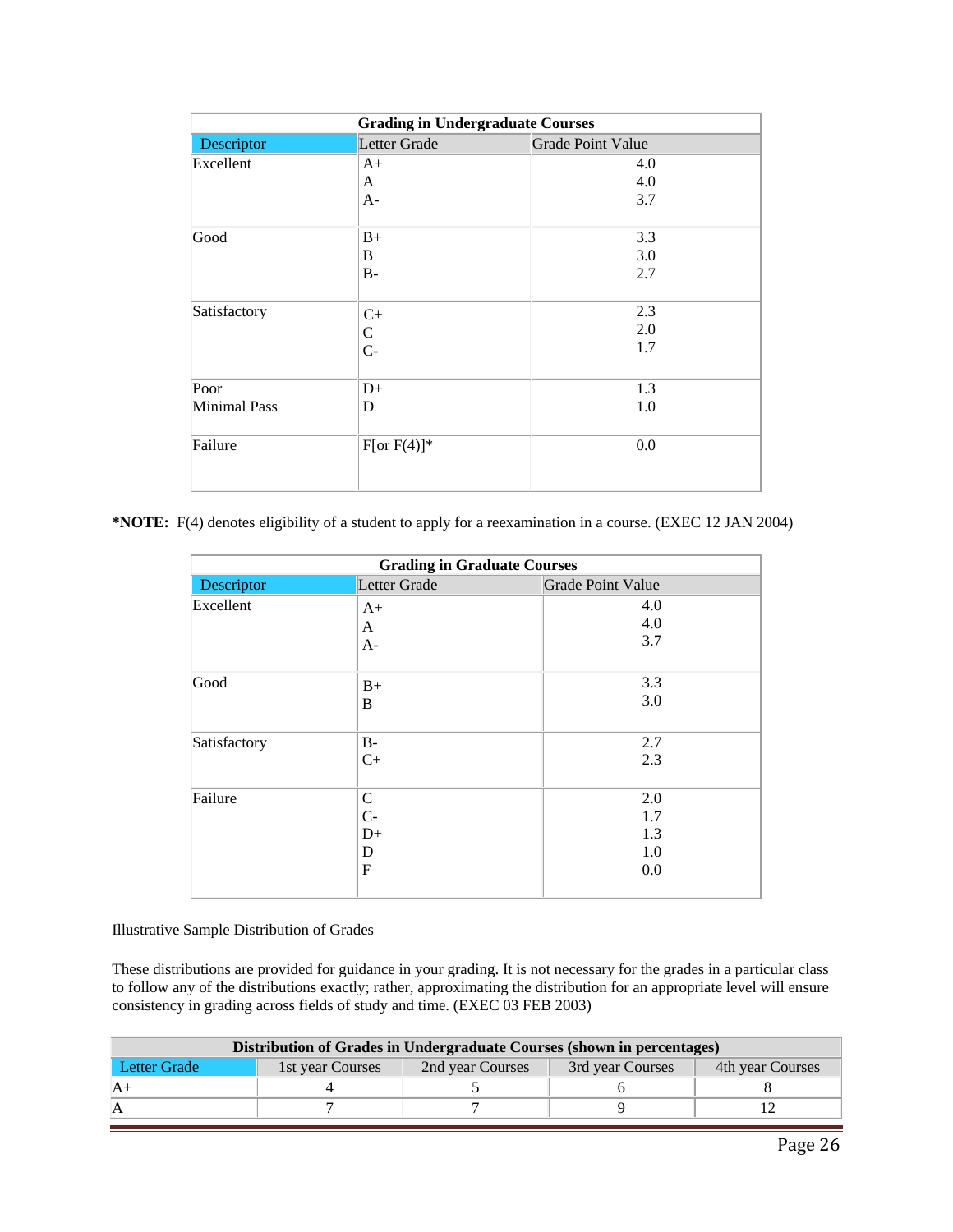| Grading in Undergraduate Courses | | |
|---|---|---|
| Descriptor | Letter Grade | Grade Point Value |
| Excellent | A+<br>A<br>A- | 4.0<br>4.0<br>3.7 |
| Good | B+<br>B<br>B- | 3.3<br>3.0<br>2.7 |
| Satisfactory | C+<br>C<br>C- | 2.3<br>2.0<br>1.7 |
| Poor<br>Minimal Pass | D+<br>D | 1.3<br>1.0 |
| Failure | F[or F(4)]* | 0.0 |

***NOTE:** F(4) denotes eligibility of a student to apply for a reexamination in a course. (EXEC 12 JAN 2004)

| Grading in Graduate Courses | | |
|---|---|---|
| Descriptor | Letter Grade | Grade Point Value |
| Excellent | A+<br>A<br>A- | 4.0<br>4.0<br>3.7 |
| Good | B+<br>B | 3.3<br>3.0 |
| Satisfactory | B-<br>C+ | 2.7<br>2.3 |
| Failure | C<br>C-<br>D+<br>D<br>F | 2.0<br>1.7<br>1.3<br>1.0<br>0.0 |

Illustrative Sample Distribution of Grades

These distributions are provided for guidance in your grading. It is not necessary for the grades in a particular class to follow any of the distributions exactly; rather, approximating the distribution for an appropriate level will ensure consistency in grading across fields of study and time. (EXEC 03 FEB 2003)

| Distribution of Grades in Undergraduate Courses (shown in percentages) | | | | |
|---|---|---|---|---|
| Letter Grade | 1st year Courses | 2nd year Courses | 3rd year Courses | 4th year Courses |
| A+ | 4 | 5 | 6 | 8 |
| A | 7 | 7 | 9 | 12 |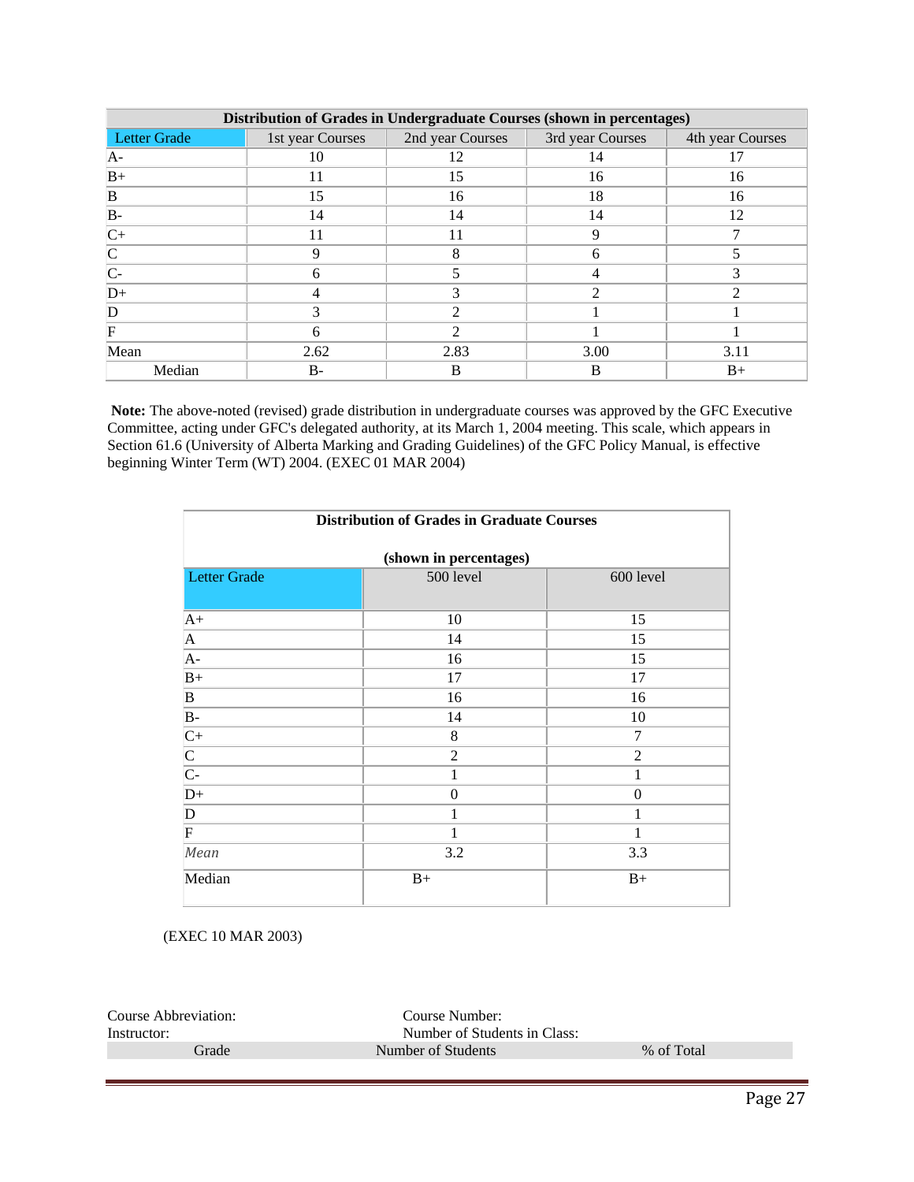| Distribution of Grades in Undergraduate Courses (shown in percentages) | | | | |
|---|---|---|---|---|
| Letter Grade | 1st year Courses | 2nd year Courses | 3rd year Courses | 4th year Courses |
| A- | 10 | 12 | 14 | 17 |
| B+ | 11 | 15 | 16 | 16 |
| B | 15 | 16 | 18 | 16 |
| B- | 14 | 14 | 14 | 12 |
| C+ | 11 | 11 | 9 | 7 |
| C | 9 | 8 | 6 | 5 |
| C- | 6 | 5 | 4 | 3 |
| D+ | 4 | 3 | 2 | 2 |
| D | 3 | 2 | 1 | 1 |
| F | 6 | 2 | 1 | 1 |
| Mean | 2.62 | 2.83 | 3.00 | 3.11 |
| Median | B- | B | B | B+ |

**Note:** The above-noted (revised) grade distribution in undergraduate courses was approved by the GFC Executive Committee, acting under GFC's delegated authority, at its March 1, 2004 meeting. This scale, which appears in Section 61.6 (University of Alberta Marking and Grading Guidelines) of the GFC Policy Manual, is effective beginning Winter Term (WT) 2004. (EXEC 01 MAR 2004)

| Distribution of Grades in Graduate Courses (shown in percentages) | | |
|---|---|---|
| Letter Grade | 500 level | 600 level |
| A+ | 10 | 15 |
| A | 14 | 15 |
| A- | 16 | 15 |
| B+ | 17 | 17 |
| B | 16 | 16 |
| B- | 14 | 10 |
| C+ | 8 | 7 |
| C | 2 | 2 |
| C- | 1 | 1 |
| D+ | 0 | 0 |
| D | 1 | 1 |
| F | 1 | 1 |
| *Mean* | 3.2 | 3.3 |
| Median | B+ | B+ |

(EXEC 10 MAR 2003)

Course Abbreviation: Course Number:

Instructor: Number of Students in Class:

| Grade | Number of Students | % of Total |
|---|---|---|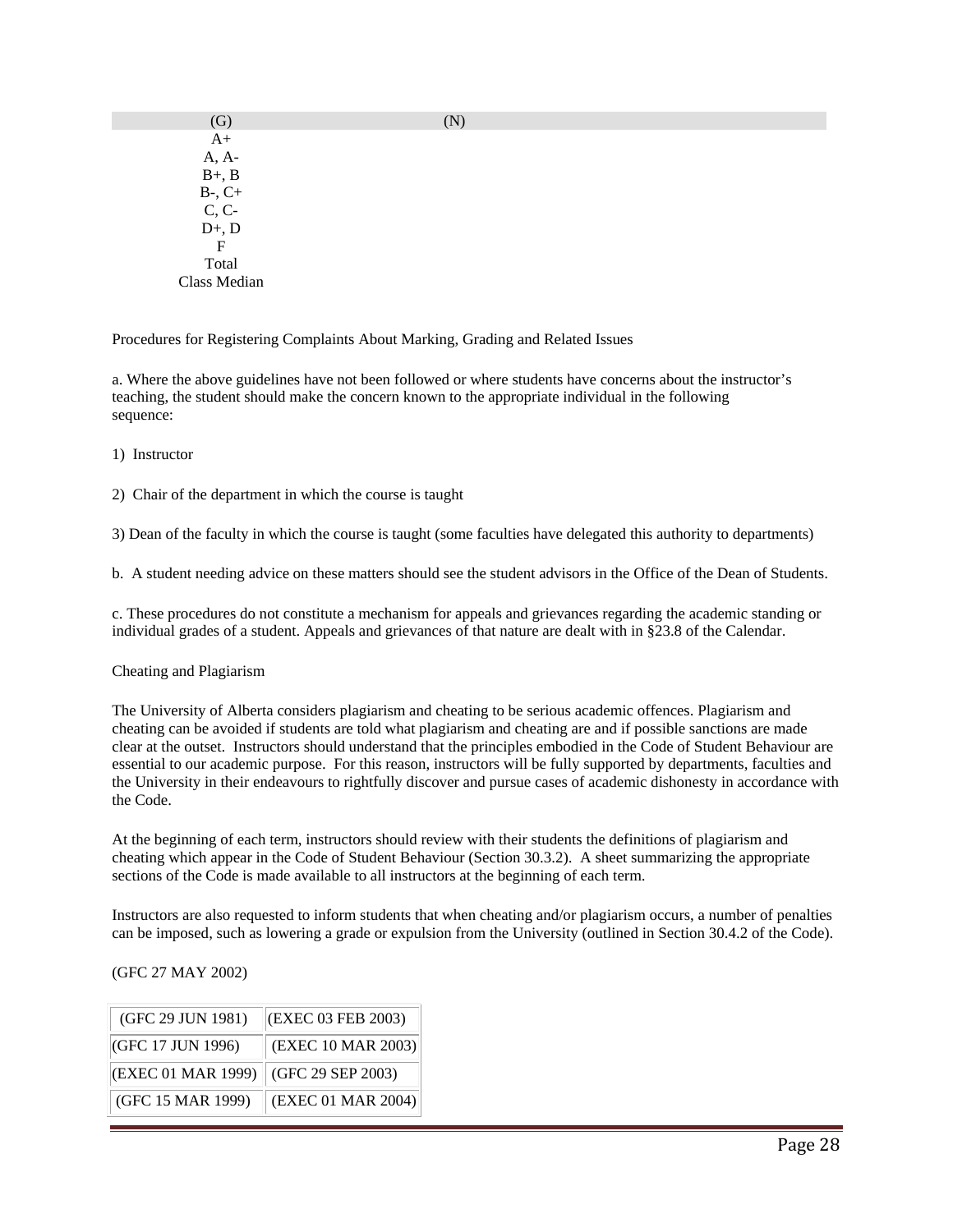| (G) | (N) |
|---|---|
| A+ | |
| A, A- | |
| B+, B | |
| B-, C+ | |
| C, C- | |
| D+, D | |
| F | |
| Total | |
| Class Median | |

Procedures for Registering Complaints About Marking, Grading and Related Issues

a. Where the above guidelines have not been followed or where students have concerns about the instructor's teaching, the student should make the concern known to the appropriate individual in the following sequence:

1) Instructor

2) Chair of the department in which the course is taught

3) Dean of the faculty in which the course is taught (some faculties have delegated this authority to departments)

b. A student needing advice on these matters should see the student advisors in the Office of the Dean of Students.

c. These procedures do not constitute a mechanism for appeals and grievances regarding the academic standing or individual grades of a student. Appeals and grievances of that nature are dealt with in §23.8 of the Calendar.

Cheating and Plagiarism

The University of Alberta considers plagiarism and cheating to be serious academic offences. Plagiarism and cheating can be avoided if students are told what plagiarism and cheating are and if possible sanctions are made clear at the outset. Instructors should understand that the principles embodied in the Code of Student Behaviour are essential to our academic purpose. For this reason, instructors will be fully supported by departments, faculties and the University in their endeavours to rightfully discover and pursue cases of academic dishonesty in accordance with the Code.

At the beginning of each term, instructors should review with their students the definitions of plagiarism and cheating which appear in the Code of Student Behaviour (Section 30.3.2). A sheet summarizing the appropriate sections of the Code is made available to all instructors at the beginning of each term.

Instructors are also requested to inform students that when cheating and/or plagiarism occurs, a number of penalties can be imposed, such as lowering a grade or expulsion from the University (outlined in Section 30.4.2 of the Code).

(GFC 27 MAY 2002)

| | |
|---|---|
| (GFC 29 JUN 1981) | (EXEC 03 FEB 2003) |
| (GFC 17 JUN 1996) | (EXEC 10 MAR 2003) |
| (EXEC 01 MAR 1999) | (GFC 29 SEP 2003) |
| (GFC 15 MAR 1999) | (EXEC 01 MAR 2004) |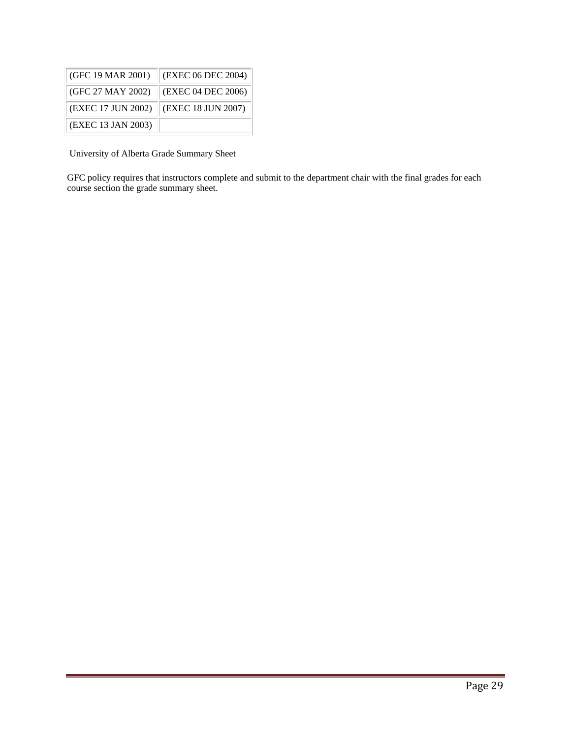| (GFC 19 MAR 2001) | (EXEC 06 DEC 2004) |
|---|---|
| (GFC 27 MAY 2002) | (EXEC 04 DEC 2006) |
| (EXEC 17 JUN 2002) | (EXEC 18 JUN 2007) |
| (EXEC 13 JAN 2003) | |

University of Alberta Grade Summary Sheet

GFC policy requires that instructors complete and submit to the department chair with the final grades for each course section the grade summary sheet.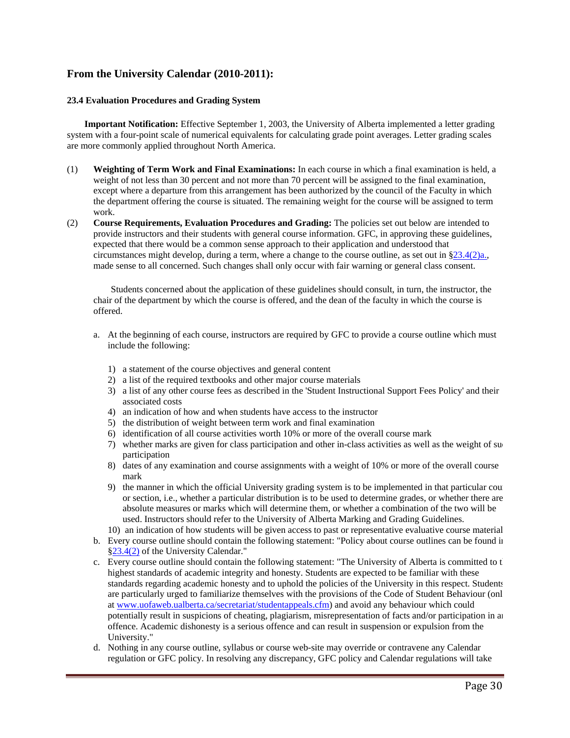## From the University Calendar (2010-2011):

### 23.4 Evaluation Procedures and Grading System

**Important Notification:** Effective September 1, 2003, the University of Alberta implemented a letter grading system with a four-point scale of numerical equivalents for calculating grade point averages. Letter grading scales are more commonly applied throughout North America.

(1) **Weighting of Term Work and Final Examinations:** In each course in which a final examination is held, a weight of not less than 30 percent and not more than 70 percent will be assigned to the final examination, except where a departure from this arrangement has been authorized by the council of the Faculty in which the department offering the course is situated. The remaining weight for the course will be assigned to term work.

(2) **Course Requirements, Evaluation Procedures and Grading:** The policies set out below are intended to provide instructors and their students with general course information. GFC, in approving these guidelines, expected that there would be a common sense approach to their application and understood that circumstances might develop, during a term, where a change to the course outline, as set out in §23.4(2)a., made sense to all concerned. Such changes shall only occur with fair warning or general class consent.

Students concerned about the application of these guidelines should consult, in turn, the instructor, the chair of the department by which the course is offered, and the dean of the faculty in which the course is offered.

a. At the beginning of each course, instructors are required by GFC to provide a course outline which must include the following:

   1) a statement of the course objectives and general content
   2) a list of the required textbooks and other major course materials
   3) a list of any other course fees as described in the 'Student Instructional Support Fees Policy' and their associated costs
   4) an indication of how and when students have access to the instructor
   5) the distribution of weight between term work and final examination
   6) identification of all course activities worth 10% or more of the overall course mark
   7) whether marks are given for class participation and other in-class activities as well as the weight of su participation
   8) dates of any examination and course assignments with a weight of 10% or more of the overall course mark
   9) the manner in which the official University grading system is to be implemented in that particular cou or section, i.e., whether a particular distribution is to be used to determine grades, or whether there are absolute measures or marks which will determine them, or whether a combination of the two will be used. Instructors should refer to the University of Alberta Marking and Grading Guidelines.
   10) an indication of how students will be given access to past or representative evaluative course material

b. Every course outline should contain the following statement: "Policy about course outlines can be found i §23.4(2) of the University Calendar."

c. Every course outline should contain the following statement: "The University of Alberta is committed to t highest standards of academic integrity and honesty. Students are expected to be familiar with these standards regarding academic honesty and to uphold the policies of the University in this respect. Students are particularly urged to familiarize themselves with the provisions of the Code of Student Behaviour (onl at www.uofaweb.ualberta.ca/secretariat/studentappeals.cfm) and avoid any behaviour which could potentially result in suspicions of cheating, plagiarism, misrepresentation of facts and/or participation in a offence. Academic dishonesty is a serious offence and can result in suspension or expulsion from the University."

d. Nothing in any course outline, syllabus or course web-site may override or contravene any Calendar regulation or GFC policy. In resolving any discrepancy, GFC policy and Calendar regulations will take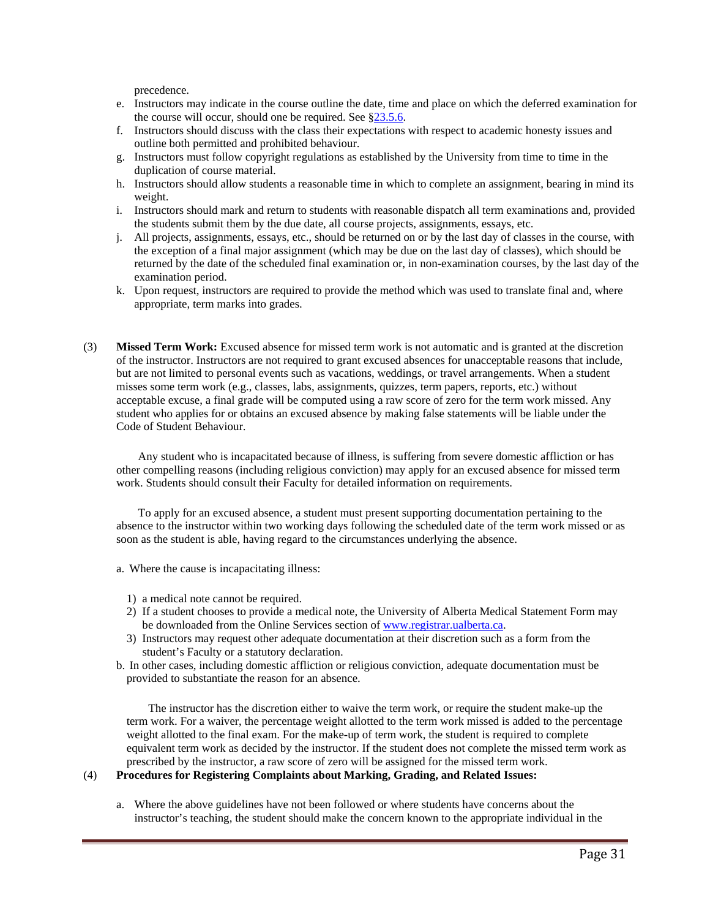precedence.

e. Instructors may indicate in the course outline the date, time and place on which the deferred examination for the course will occur, should one be required. See §[23.5.6](#).
f. Instructors should discuss with the class their expectations with respect to academic honesty issues and outline both permitted and prohibited behaviour.
g. Instructors must follow copyright regulations as established by the University from time to time in the duplication of course material.
h. Instructors should allow students a reasonable time in which to complete an assignment, bearing in mind its weight.
i. Instructors should mark and return to students with reasonable dispatch all term examinations and, provided the students submit them by the due date, all course projects, assignments, essays, etc.
j. All projects, assignments, essays, etc., should be returned on or by the last day of classes in the course, with the exception of a final major assignment (which may be due on the last day of classes), which should be returned by the date of the scheduled final examination or, in non-examination courses, by the last day of the examination period.
k. Upon request, instructors are required to provide the method which was used to translate final and, where appropriate, term marks into grades.

(3) **Missed Term Work:** Excused absence for missed term work is not automatic and is granted at the discretion of the instructor. Instructors are not required to grant excused absences for unacceptable reasons that include, but are not limited to personal events such as vacations, weddings, or travel arrangements. When a student misses some term work (e.g., classes, labs, assignments, quizzes, term papers, reports, etc.) without acceptable excuse, a final grade will be computed using a raw score of zero for the term work missed. Any student who applies for or obtains an excused absence by making false statements will be liable under the Code of Student Behaviour.

Any student who is incapacitated because of illness, is suffering from severe domestic affliction or has other compelling reasons (including religious conviction) may apply for an excused absence for missed term work. Students should consult their Faculty for detailed information on requirements.

To apply for an excused absence, a student must present supporting documentation pertaining to the absence to the instructor within two working days following the scheduled date of the term work missed or as soon as the student is able, having regard to the circumstances underlying the absence.

a. Where the cause is incapacitating illness:

   1) a medical note cannot be required.
   2) If a student chooses to provide a medical note, the University of Alberta Medical Statement Form may be downloaded from the Online Services section of [www.registrar.ualberta.ca](http://www.registrar.ualberta.ca).
   3) Instructors may request other adequate documentation at their discretion such as a form from the student's Faculty or a statutory declaration.

b. In other cases, including domestic affliction or religious conviction, adequate documentation must be provided to substantiate the reason for an absence.

The instructor has the discretion either to waive the term work, or require the student make-up the term work. For a waiver, the percentage weight allotted to the term work missed is added to the percentage weight allotted to the final exam. For the make-up of term work, the student is required to complete equivalent term work as decided by the instructor. If the student does not complete the missed term work as prescribed by the instructor, a raw score of zero will be assigned for the missed term work.

(4) **Procedures for Registering Complaints about Marking, Grading, and Related Issues:**

a. Where the above guidelines have not been followed or where students have concerns about the instructor's teaching, the student should make the concern known to the appropriate individual in the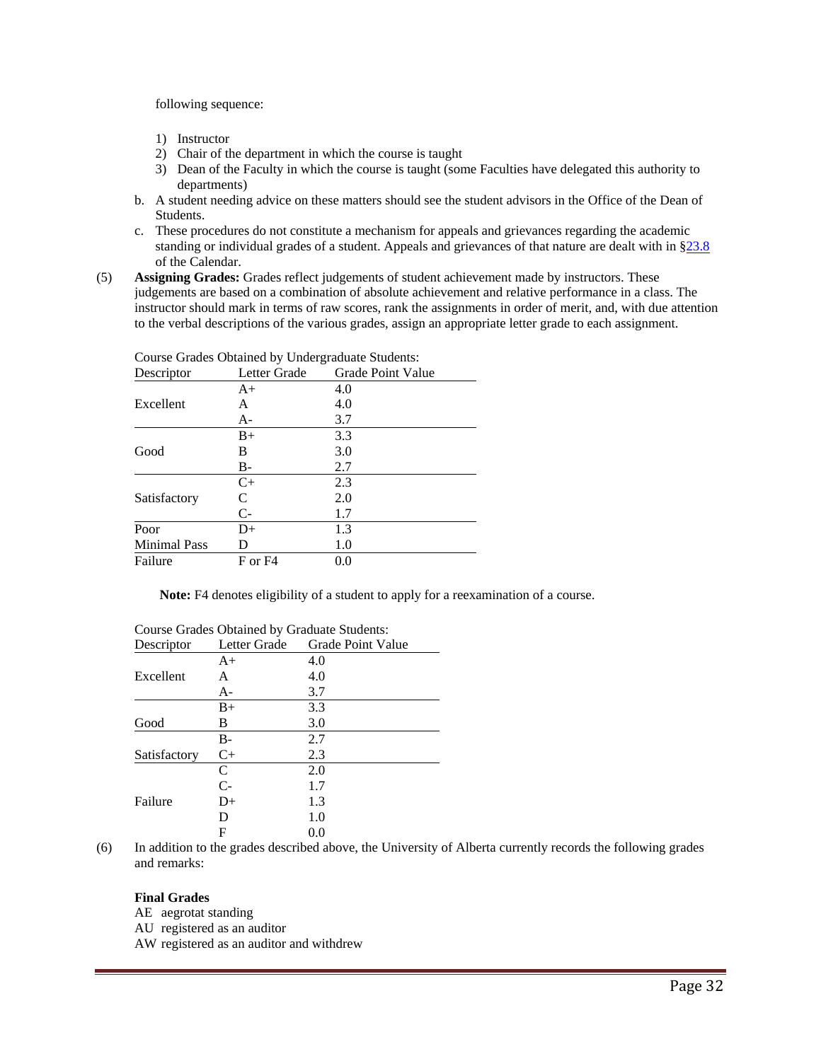following sequence:

1) Instructor
2) Chair of the department in which the course is taught
3) Dean of the Faculty in which the course is taught (some Faculties have delegated this authority to departments)

b. A student needing advice on these matters should see the student advisors in the Office of the Dean of Students.

c. These procedures do not constitute a mechanism for appeals and grievances regarding the academic standing or individual grades of a student. Appeals and grievances of that nature are dealt with in §23.8 of the Calendar.

(5) **Assigning Grades:** Grades reflect judgements of student achievement made by instructors. These judgements are based on a combination of absolute achievement and relative performance in a class. The instructor should mark in terms of raw scores, rank the assignments in order of merit, and, with due attention to the verbal descriptions of the various grades, assign an appropriate letter grade to each assignment.

Course Grades Obtained by Undergraduate Students:

| Descriptor | Letter Grade | Grade Point Value |
|---|---|---|
| | A+ | 4.0 |
| Excellent | A | 4.0 |
| | A- | 3.7 |
| | B+ | 3.3 |
| Good | B | 3.0 |
| | B- | 2.7 |
| | C+ | 2.3 |
| Satisfactory | C | 2.0 |
| | C- | 1.7 |
| Poor | D+ | 1.3 |
| Minimal Pass | D | 1.0 |
| Failure | F or F4 | 0.0 |

**Note:** F4 denotes eligibility of a student to apply for a reexamination of a course.

Course Grades Obtained by Graduate Students:

| Descriptor | Letter Grade | Grade Point Value |
|---|---|---|
| | A+ | 4.0 |
| Excellent | A | 4.0 |
| | A- | 3.7 |
| | B+ | 3.3 |
| Good | B | 3.0 |
| | B- | 2.7 |
| Satisfactory | C+ | 2.3 |
| | C | 2.0 |
| | C- | 1.7 |
| Failure | D+ | 1.3 |
| | D | 1.0 |
| | F | 0.0 |

(6) In addition to the grades described above, the University of Alberta currently records the following grades and remarks:

**Final Grades**

AE aegrotat standing
AU registered as an auditor
AW registered as an auditor and withdrew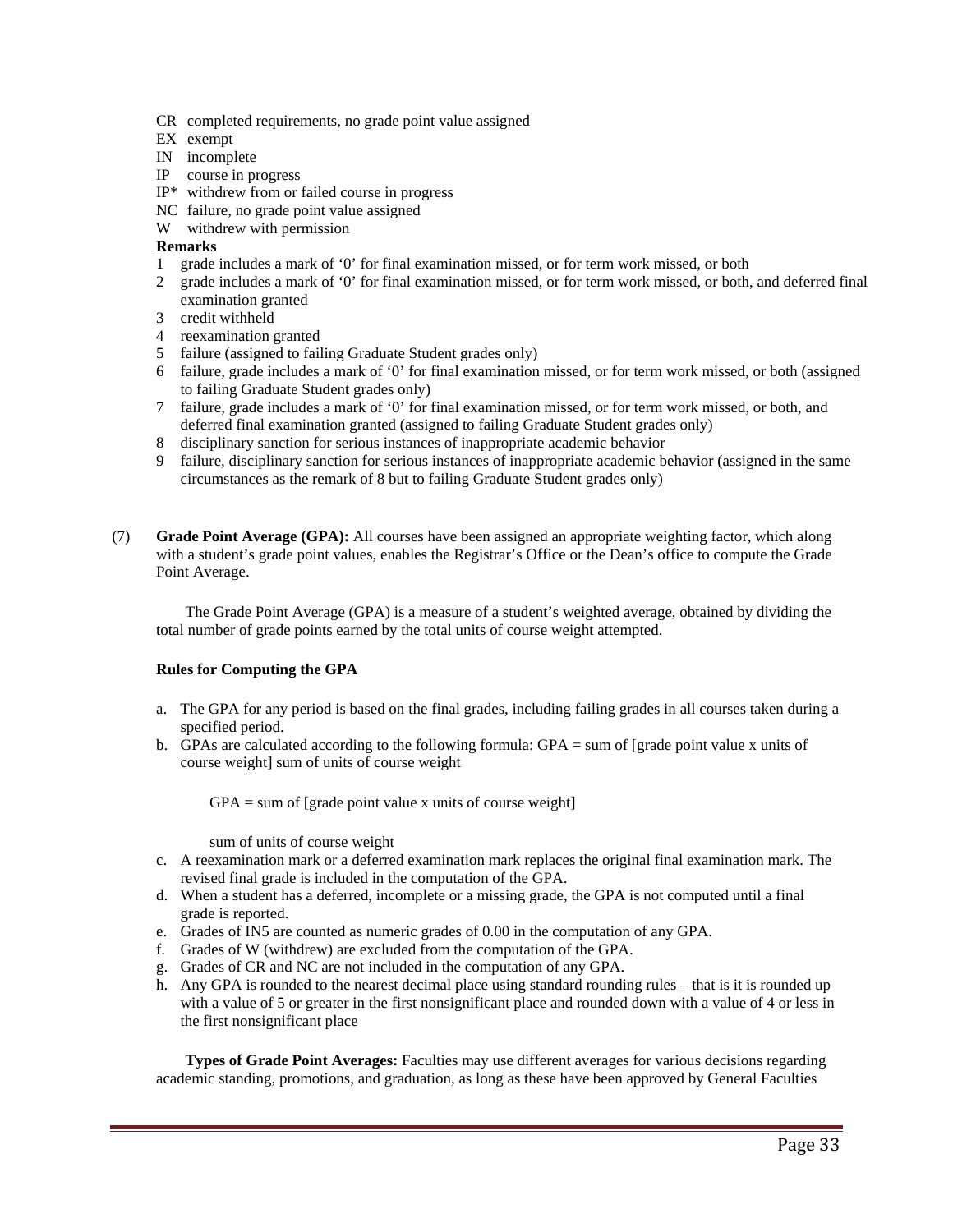- CR completed requirements, no grade point value assigned
- EX exempt
- IN incomplete
- IP course in progress
- IP* withdrew from or failed course in progress
- NC failure, no grade point value assigned
- W withdrew with permission

**Remarks**

1. grade includes a mark of '0' for final examination missed, or for term work missed, or both
2. grade includes a mark of '0' for final examination missed, or for term work missed, or both, and deferred final examination granted
3. credit withheld
4. reexamination granted
5. failure (assigned to failing Graduate Student grades only)
6. failure, grade includes a mark of '0' for final examination missed, or for term work missed, or both (assigned to failing Graduate Student grades only)
7. failure, grade includes a mark of '0' for final examination missed, or for term work missed, or both, and deferred final examination granted (assigned to failing Graduate Student grades only)
8. disciplinary sanction for serious instances of inappropriate academic behavior
9. failure, disciplinary sanction for serious instances of inappropriate academic behavior (assigned in the same circumstances as the remark of 8 but to failing Graduate Student grades only)

(7) **Grade Point Average (GPA):** All courses have been assigned an appropriate weighting factor, which along with a student's grade point values, enables the Registrar's Office or the Dean's office to compute the Grade Point Average.

The Grade Point Average (GPA) is a measure of a student's weighted average, obtained by dividing the total number of grade points earned by the total units of course weight attempted.

**Rules for Computing the GPA**

a. The GPA for any period is based on the final grades, including failing grades in all courses taken during a specified period.
b. GPAs are calculated according to the following formula: GPA = sum of [grade point value x units of course weight] sum of units of course weight

   GPA = sum of [grade point value x units of course weight]

   sum of units of course weight
c. A reexamination mark or a deferred examination mark replaces the original final examination mark. The revised final grade is included in the computation of the GPA.
d. When a student has a deferred, incomplete or a missing grade, the GPA is not computed until a final grade is reported.
e. Grades of IN5 are counted as numeric grades of 0.00 in the computation of any GPA.
f. Grades of W (withdrew) are excluded from the computation of the GPA.
g. Grades of CR and NC are not included in the computation of any GPA.
h. Any GPA is rounded to the nearest decimal place using standard rounding rules – that is it is rounded up with a value of 5 or greater in the first nonsignificant place and rounded down with a value of 4 or less in the first nonsignificant place

**Types of Grade Point Averages:** Faculties may use different averages for various decisions regarding academic standing, promotions, and graduation, as long as these have been approved by General Faculties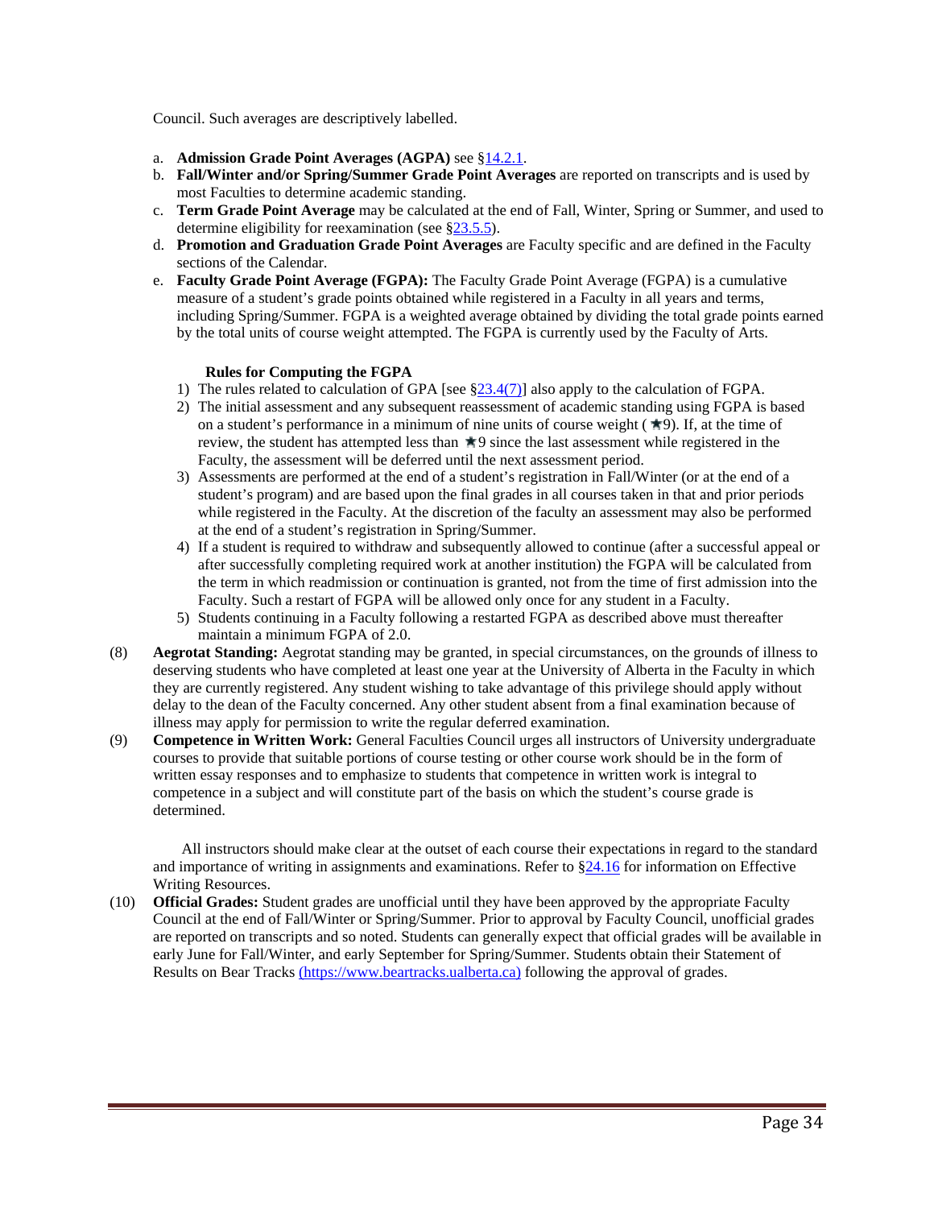Council. Such averages are descriptively labelled.

a. **Admission Grade Point Averages (AGPA)** see §14.2.1.
b. **Fall/Winter and/or Spring/Summer Grade Point Averages** are reported on transcripts and is used by most Faculties to determine academic standing.
c. **Term Grade Point Average** may be calculated at the end of Fall, Winter, Spring or Summer, and used to determine eligibility for reexamination (see §23.5.5).
d. **Promotion and Graduation Grade Point Averages** are Faculty specific and are defined in the Faculty sections of the Calendar.
e. **Faculty Grade Point Average (FGPA):** The Faculty Grade Point Average (FGPA) is a cumulative measure of a student's grade points obtained while registered in a Faculty in all years and terms, including Spring/Summer. FGPA is a weighted average obtained by dividing the total grade points earned by the total units of course weight attempted. The FGPA is currently used by the Faculty of Arts.

**Rules for Computing the FGPA**

1) The rules related to calculation of GPA [see §23.4(7)] also apply to the calculation of FGPA.
2) The initial assessment and any subsequent reassessment of academic standing using FGPA is based on a student's performance in a minimum of nine units of course weight (★9). If, at the time of review, the student has attempted less than ★9 since the last assessment while registered in the Faculty, the assessment will be deferred until the next assessment period.
3) Assessments are performed at the end of a student's registration in Fall/Winter (or at the end of a student's program) and are based upon the final grades in all courses taken in that and prior periods while registered in the Faculty. At the discretion of the faculty an assessment may also be performed at the end of a student's registration in Spring/Summer.
4) If a student is required to withdraw and subsequently allowed to continue (after a successful appeal or after successfully completing required work at another institution) the FGPA will be calculated from the term in which readmission or continuation is granted, not from the time of first admission into the Faculty. Such a restart of FGPA will be allowed only once for any student in a Faculty.
5) Students continuing in a Faculty following a restarted FGPA as described above must thereafter maintain a minimum FGPA of 2.0.

(8) **Aegrotat Standing:** Aegrotat standing may be granted, in special circumstances, on the grounds of illness to deserving students who have completed at least one year at the University of Alberta in the Faculty in which they are currently registered. Any student wishing to take advantage of this privilege should apply without delay to the dean of the Faculty concerned. Any other student absent from a final examination because of illness may apply for permission to write the regular deferred examination.

(9) **Competence in Written Work:** General Faculties Council urges all instructors of University undergraduate courses to provide that suitable portions of course testing or other course work should be in the form of written essay responses and to emphasize to students that competence in written work is integral to competence in a subject and will constitute part of the basis on which the student's course grade is determined.

All instructors should make clear at the outset of each course their expectations in regard to the standard and importance of writing in assignments and examinations. Refer to §24.16 for information on Effective Writing Resources.

(10) **Official Grades:** Student grades are unofficial until they have been approved by the appropriate Faculty Council at the end of Fall/Winter or Spring/Summer. Prior to approval by Faculty Council, unofficial grades are reported on transcripts and so noted. Students can generally expect that official grades will be available in early June for Fall/Winter, and early September for Spring/Summer. Students obtain their Statement of Results on Bear Tracks (https://www.beartracks.ualberta.ca) following the approval of grades.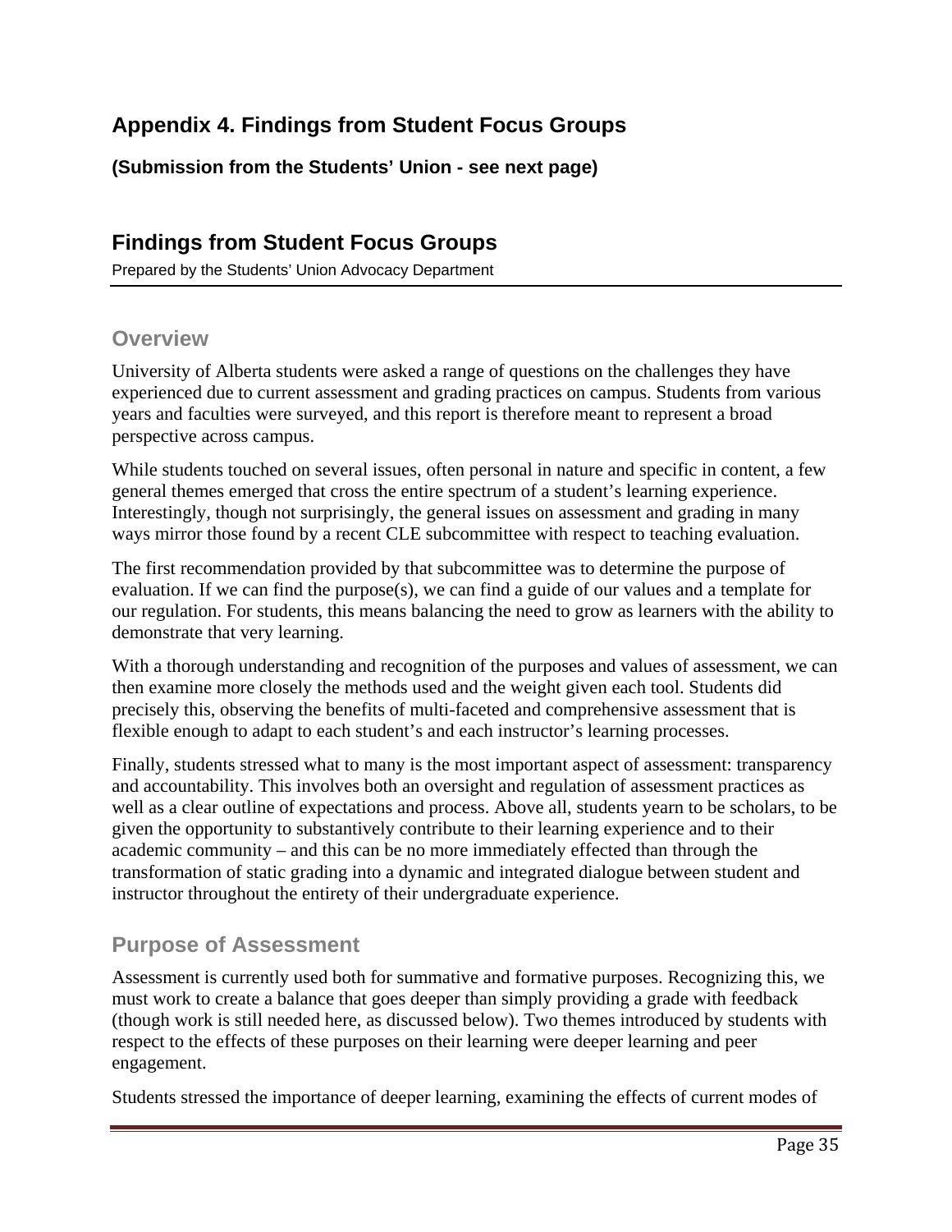# Appendix 4. Findings from Student Focus Groups

**(Submission from the Students' Union - see next page)**

## Findings from Student Focus Groups

Prepared by the Students' Union Advocacy Department

### Overview

University of Alberta students were asked a range of questions on the challenges they have experienced due to current assessment and grading practices on campus. Students from various years and faculties were surveyed, and this report is therefore meant to represent a broad perspective across campus.

While students touched on several issues, often personal in nature and specific in content, a few general themes emerged that cross the entire spectrum of a student's learning experience. Interestingly, though not surprisingly, the general issues on assessment and grading in many ways mirror those found by a recent CLE subcommittee with respect to teaching evaluation.

The first recommendation provided by that subcommittee was to determine the purpose of evaluation. If we can find the purpose(s), we can find a guide of our values and a template for our regulation. For students, this means balancing the need to grow as learners with the ability to demonstrate that very learning.

With a thorough understanding and recognition of the purposes and values of assessment, we can then examine more closely the methods used and the weight given each tool. Students did precisely this, observing the benefits of multi-faceted and comprehensive assessment that is flexible enough to adapt to each student's and each instructor's learning processes.

Finally, students stressed what to many is the most important aspect of assessment: transparency and accountability. This involves both an oversight and regulation of assessment practices as well as a clear outline of expectations and process. Above all, students yearn to be scholars, to be given the opportunity to substantively contribute to their learning experience and to their academic community – and this can be no more immediately effected than through the transformation of static grading into a dynamic and integrated dialogue between student and instructor throughout the entirety of their undergraduate experience.

### Purpose of Assessment

Assessment is currently used both for summative and formative purposes. Recognizing this, we must work to create a balance that goes deeper than simply providing a grade with feedback (though work is still needed here, as discussed below). Two themes introduced by students with respect to the effects of these purposes on their learning were deeper learning and peer engagement.

Students stressed the importance of deeper learning, examining the effects of current modes of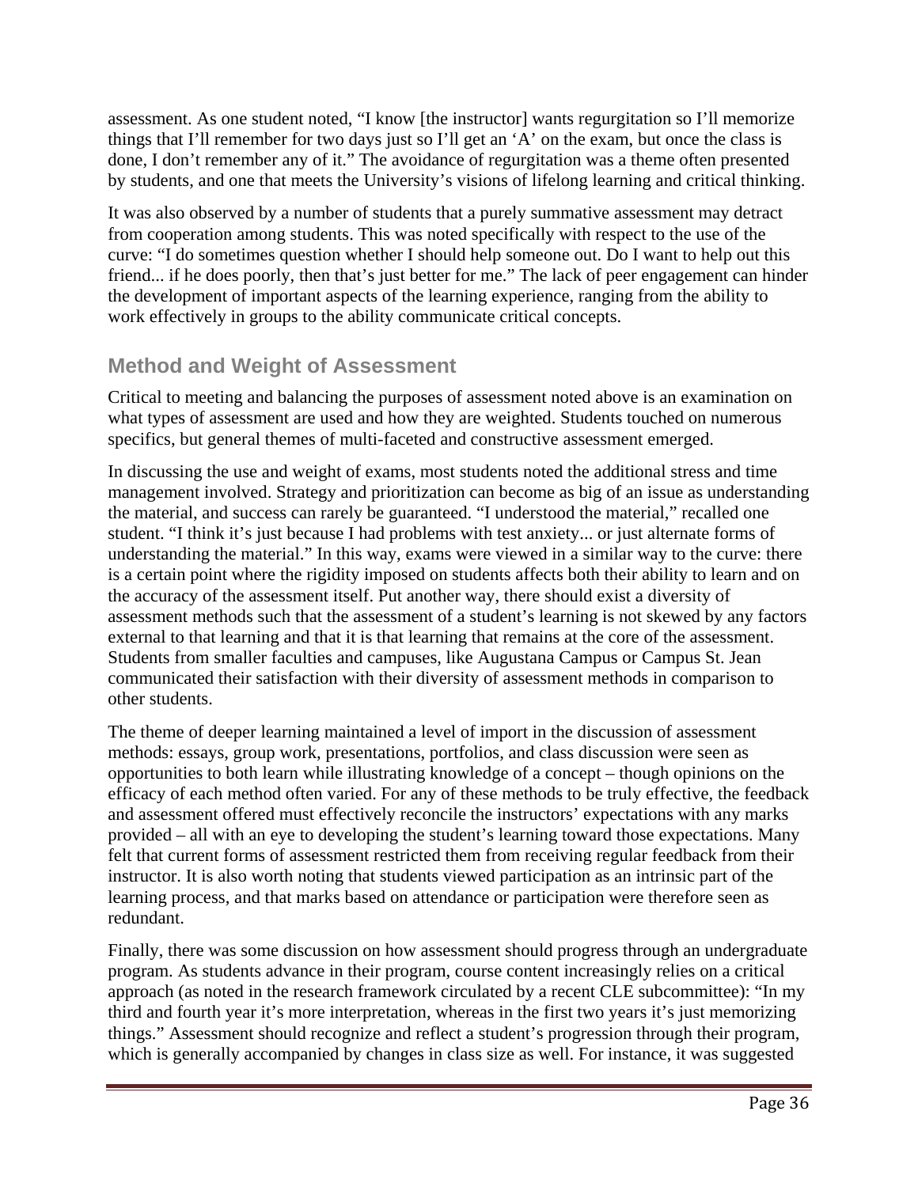assessment. As one student noted, “I know [the instructor] wants regurgitation so I’ll memorize things that I’ll remember for two days just so I’ll get an ‘A’ on the exam, but once the class is done, I don’t remember any of it.” The avoidance of regurgitation was a theme often presented by students, and one that meets the University’s visions of lifelong learning and critical thinking.

It was also observed by a number of students that a purely summative assessment may detract from cooperation among students. This was noted specifically with respect to the use of the curve: “I do sometimes question whether I should help someone out. Do I want to help out this friend... if he does poorly, then that’s just better for me.” The lack of peer engagement can hinder the development of important aspects of the learning experience, ranging from the ability to work effectively in groups to the ability communicate critical concepts.

## Method and Weight of Assessment

Critical to meeting and balancing the purposes of assessment noted above is an examination on what types of assessment are used and how they are weighted. Students touched on numerous specifics, but general themes of multi-faceted and constructive assessment emerged.

In discussing the use and weight of exams, most students noted the additional stress and time management involved. Strategy and prioritization can become as big of an issue as understanding the material, and success can rarely be guaranteed. “I understood the material,” recalled one student. “I think it’s just because I had problems with test anxiety... or just alternate forms of understanding the material.” In this way, exams were viewed in a similar way to the curve: there is a certain point where the rigidity imposed on students affects both their ability to learn and on the accuracy of the assessment itself. Put another way, there should exist a diversity of assessment methods such that the assessment of a student’s learning is not skewed by any factors external to that learning and that it is that learning that remains at the core of the assessment. Students from smaller faculties and campuses, like Augustana Campus or Campus St. Jean communicated their satisfaction with their diversity of assessment methods in comparison to other students.

The theme of deeper learning maintained a level of import in the discussion of assessment methods: essays, group work, presentations, portfolios, and class discussion were seen as opportunities to both learn while illustrating knowledge of a concept – though opinions on the efficacy of each method often varied. For any of these methods to be truly effective, the feedback and assessment offered must effectively reconcile the instructors’ expectations with any marks provided – all with an eye to developing the student’s learning toward those expectations. Many felt that current forms of assessment restricted them from receiving regular feedback from their instructor. It is also worth noting that students viewed participation as an intrinsic part of the learning process, and that marks based on attendance or participation were therefore seen as redundant.

Finally, there was some discussion on how assessment should progress through an undergraduate program. As students advance in their program, course content increasingly relies on a critical approach (as noted in the research framework circulated by a recent CLE subcommittee): “In my third and fourth year it’s more interpretation, whereas in the first two years it’s just memorizing things.” Assessment should recognize and reflect a student’s progression through their program, which is generally accompanied by changes in class size as well. For instance, it was suggested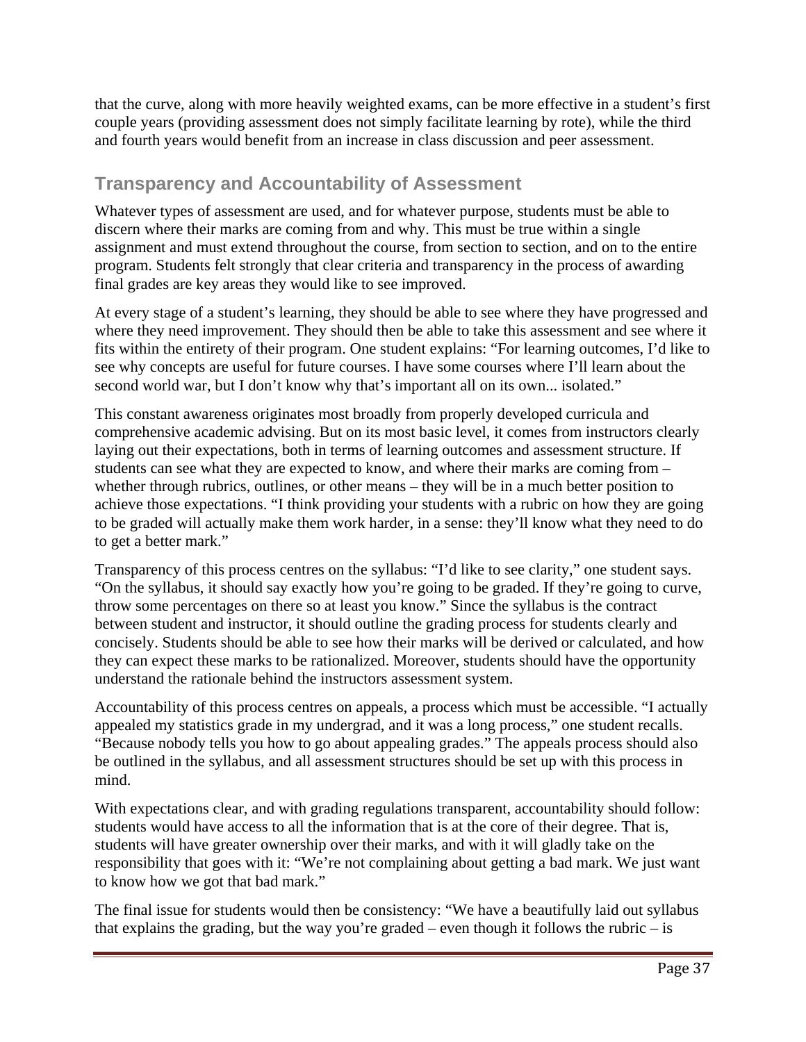that the curve, along with more heavily weighted exams, can be more effective in a student's first couple years (providing assessment does not simply facilitate learning by rote), while the third and fourth years would benefit from an increase in class discussion and peer assessment.

## Transparency and Accountability of Assessment

Whatever types of assessment are used, and for whatever purpose, students must be able to discern where their marks are coming from and why. This must be true within a single assignment and must extend throughout the course, from section to section, and on to the entire program. Students felt strongly that clear criteria and transparency in the process of awarding final grades are key areas they would like to see improved.

At every stage of a student's learning, they should be able to see where they have progressed and where they need improvement. They should then be able to take this assessment and see where it fits within the entirety of their program. One student explains: "For learning outcomes, I'd like to see why concepts are useful for future courses. I have some courses where I'll learn about the second world war, but I don't know why that's important all on its own... isolated."

This constant awareness originates most broadly from properly developed curricula and comprehensive academic advising. But on its most basic level, it comes from instructors clearly laying out their expectations, both in terms of learning outcomes and assessment structure. If students can see what they are expected to know, and where their marks are coming from – whether through rubrics, outlines, or other means – they will be in a much better position to achieve those expectations. "I think providing your students with a rubric on how they are going to be graded will actually make them work harder, in a sense: they'll know what they need to do to get a better mark."

Transparency of this process centres on the syllabus: "I'd like to see clarity," one student says. "On the syllabus, it should say exactly how you're going to be graded. If they're going to curve, throw some percentages on there so at least you know." Since the syllabus is the contract between student and instructor, it should outline the grading process for students clearly and concisely. Students should be able to see how their marks will be derived or calculated, and how they can expect these marks to be rationalized. Moreover, students should have the opportunity understand the rationale behind the instructors assessment system.

Accountability of this process centres on appeals, a process which must be accessible. "I actually appealed my statistics grade in my undergrad, and it was a long process," one student recalls. "Because nobody tells you how to go about appealing grades." The appeals process should also be outlined in the syllabus, and all assessment structures should be set up with this process in mind.

With expectations clear, and with grading regulations transparent, accountability should follow: students would have access to all the information that is at the core of their degree. That is, students will have greater ownership over their marks, and with it will gladly take on the responsibility that goes with it: "We're not complaining about getting a bad mark. We just want to know how we got that bad mark."

The final issue for students would then be consistency: "We have a beautifully laid out syllabus that explains the grading, but the way you're graded – even though it follows the rubric – is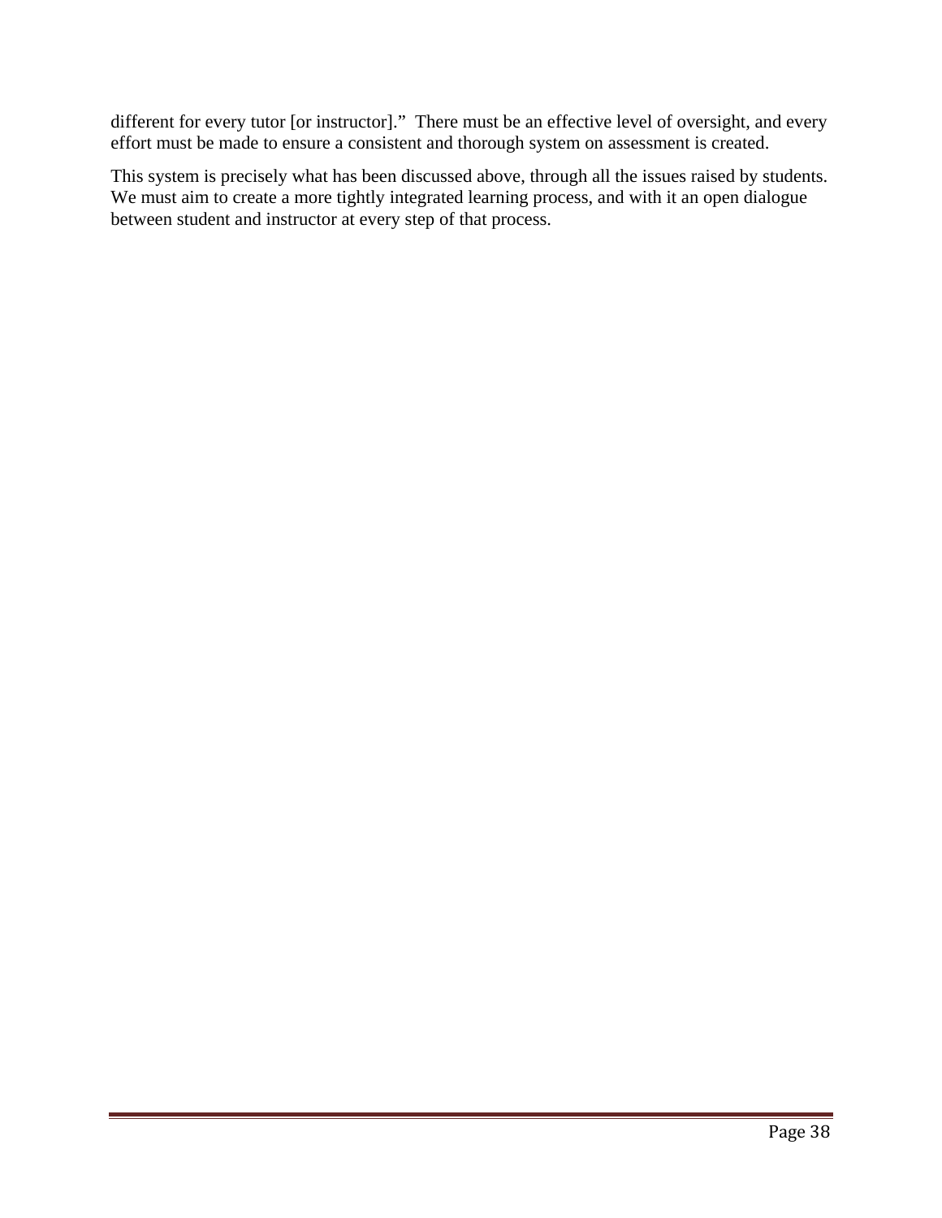different for every tutor [or instructor]."  There must be an effective level of oversight, and every effort must be made to ensure a consistent and thorough system on assessment is created.

This system is precisely what has been discussed above, through all the issues raised by students. We must aim to create a more tightly integrated learning process, and with it an open dialogue between student and instructor at every step of that process.